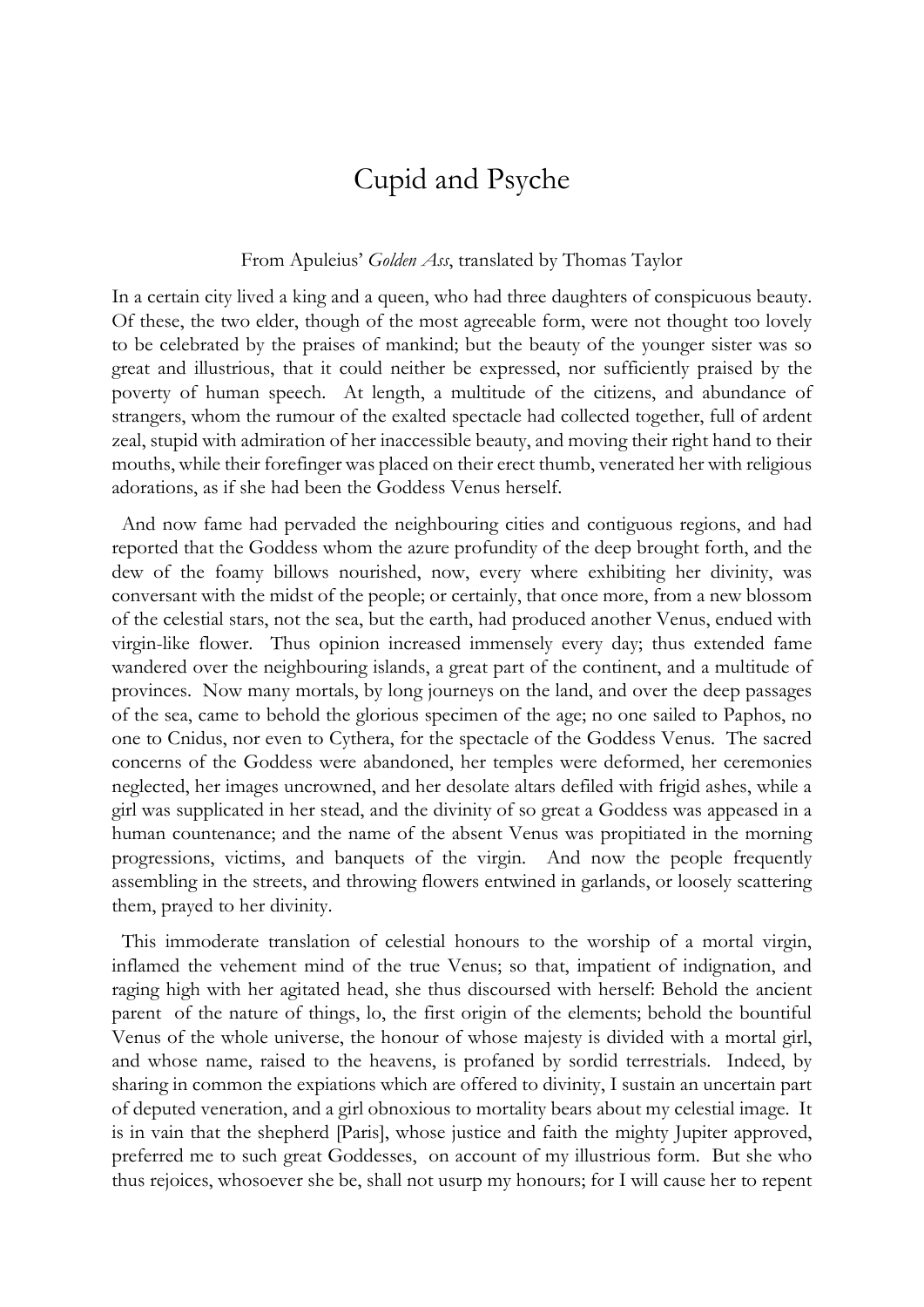# Cupid and Psyche

From Apuleius' *Golden Ass*, translated by Thomas Taylor

In a certain city lived a king and a queen, who had three daughters of conspicuous beauty. Of these, the two elder, though of the most agreeable form, were not thought too lovely to be celebrated by the praises of mankind; but the beauty of the younger sister was so great and illustrious, that it could neither be expressed, nor sufficiently praised by the poverty of human speech. At length, a multitude of the citizens, and abundance of strangers, whom the rumour of the exalted spectacle had collected together, full of ardent zeal, stupid with admiration of her inaccessible beauty, and moving their right hand to their mouths, while their forefinger was placed on their erect thumb, venerated her with religious adorations, as if she had been the Goddess Venus herself.

And now fame had pervaded the neighbouring cities and contiguous regions, and had reported that the Goddess whom the azure profundity of the deep brought forth, and the dew of the foamy billows nourished, now, every where exhibiting her divinity, was conversant with the midst of the people; or certainly, that once more, from a new blossom of the celestial stars, not the sea, but the earth, had produced another Venus, endued with virgin-like flower. Thus opinion increased immensely every day; thus extended fame wandered over the neighbouring islands, a great part of the continent, and a multitude of provinces. Now many mortals, by long journeys on the land, and over the deep passages of the sea, came to behold the glorious specimen of the age; no one sailed to Paphos, no one to Cnidus, nor even to Cythera, for the spectacle of the Goddess Venus. The sacred concerns of the Goddess were abandoned, her temples were deformed, her ceremonies neglected, her images uncrowned, and her desolate altars defiled with frigid ashes, while a girl was supplicated in her stead, and the divinity of so great a Goddess was appeased in a human countenance; and the name of the absent Venus was propitiated in the morning progressions, victims, and banquets of the virgin. And now the people frequently assembling in the streets, and throwing flowers entwined in garlands, or loosely scattering them, prayed to her divinity.

This immoderate translation of celestial honours to the worship of a mortal virgin, inflamed the vehement mind of the true Venus; so that, impatient of indignation, and raging high with her agitated head, she thus discoursed with herself: Behold the ancient parent of the nature of things, lo, the first origin of the elements; behold the bountiful Venus of the whole universe, the honour of whose majesty is divided with a mortal girl, and whose name, raised to the heavens, is profaned by sordid terrestrials. Indeed, by sharing in common the expiations which are offered to divinity, I sustain an uncertain part of deputed veneration, and a girl obnoxious to mortality bears about my celestial image. It is in vain that the shepherd [Paris], whose justice and faith the mighty Jupiter approved, preferred me to such great Goddesses, on account of my illustrious form. But she who thus rejoices, whosoever she be, shall not usurp my honours; for I will cause her to repent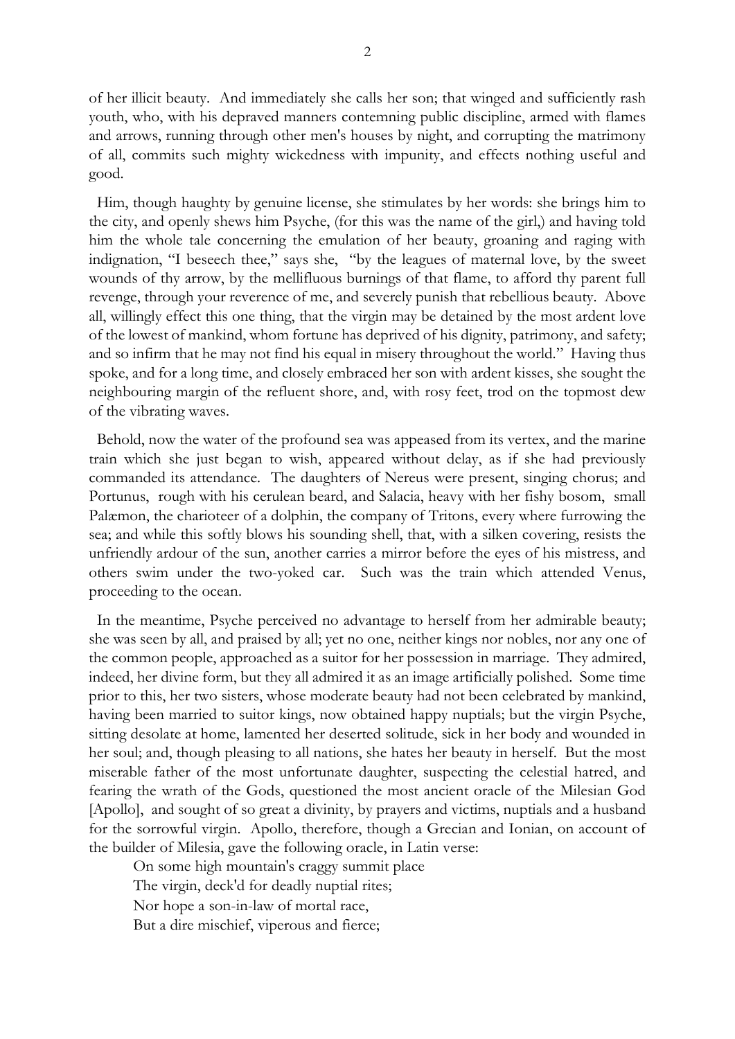of her illicit beauty. And immediately she calls her son; that winged and sufficiently rash youth, who, with his depraved manners contemning public discipline, armed with flames and arrows, running through other men's houses by night, and corrupting the matrimony of all, commits such mighty wickedness with impunity, and effects nothing useful and good.

Him, though haughty by genuine license, she stimulates by her words: she brings him to the city, and openly shews him Psyche, (for this was the name of the girl,) and having told him the whole tale concerning the emulation of her beauty, groaning and raging with indignation, "I beseech thee," says she, "by the leagues of maternal love, by the sweet wounds of thy arrow, by the mellifluous burnings of that flame, to afford thy parent full revenge, through your reverence of me, and severely punish that rebellious beauty. Above all, willingly effect this one thing, that the virgin may be detained by the most ardent love of the lowest of mankind, whom fortune has deprived of his dignity, patrimony, and safety; and so infirm that he may not find his equal in misery throughout the world." Having thus spoke, and for a long time, and closely embraced her son with ardent kisses, she sought the neighbouring margin of the refluent shore, and, with rosy feet, trod on the topmost dew of the vibrating waves.

Behold, now the water of the profound sea was appeased from its vertex, and the marine train which she just began to wish, appeared without delay, as if she had previously commanded its attendance. The daughters of Nereus were present, singing chorus; and Portunus, rough with his cerulean beard, and Salacia, heavy with her fishy bosom, small Palæmon, the charioteer of a dolphin, the company of Tritons, every where furrowing the sea; and while this softly blows his sounding shell, that, with a silken covering, resists the unfriendly ardour of the sun, another carries a mirror before the eyes of his mistress, and others swim under the two-yoked car. Such was the train which attended Venus, proceeding to the ocean.

In the meantime, Psyche perceived no advantage to herself from her admirable beauty; she was seen by all, and praised by all; yet no one, neither kings nor nobles, nor any one of the common people, approached as a suitor for her possession in marriage. They admired, indeed, her divine form, but they all admired it as an image artificially polished. Some time prior to this, her two sisters, whose moderate beauty had not been celebrated by mankind, having been married to suitor kings, now obtained happy nuptials; but the virgin Psyche, sitting desolate at home, lamented her deserted solitude, sick in her body and wounded in her soul; and, though pleasing to all nations, she hates her beauty in herself. But the most miserable father of the most unfortunate daughter, suspecting the celestial hatred, and fearing the wrath of the Gods, questioned the most ancient oracle of the Milesian God [Apollo], and sought of so great a divinity, by prayers and victims, nuptials and a husband for the sorrowful virgin. Apollo, therefore, though a Grecian and Ionian, on account of the builder of Milesia, gave the following oracle, in Latin verse:

> On some high mountain's craggy summit place
> The virgin, deck'd for deadly nuptial rites;
> Nor hope a son-in-law of mortal race,
> But a dire mischief, viperous and fierce;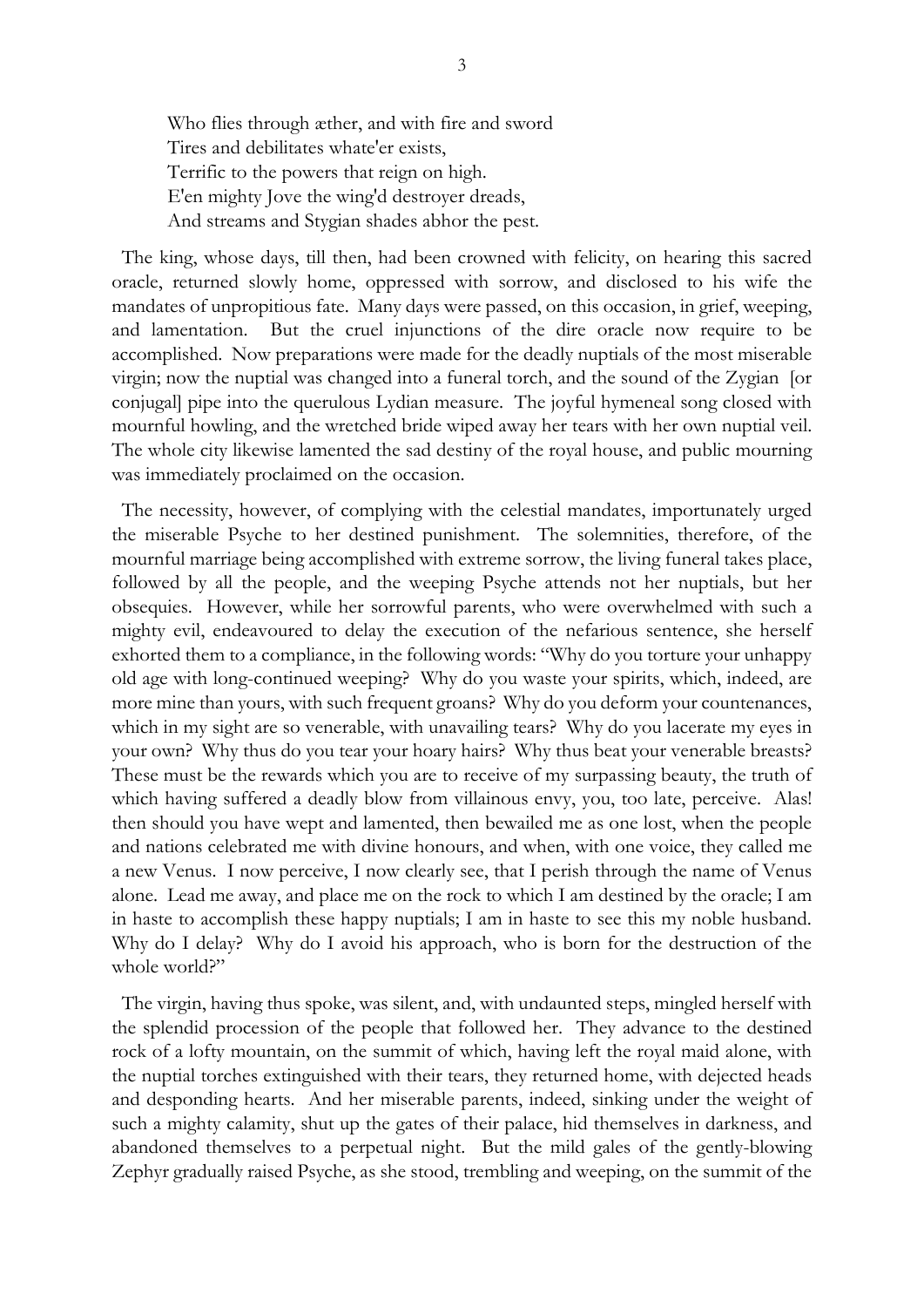Who flies through æther, and with fire and sword  
Tires and debilitates whate'er exists,  
Terrific to the powers that reign on high.  
E'en mighty Jove the wing'd destroyer dreads,  
And streams and Stygian shades abhor the pest.

The king, whose days, till then, had been crowned with felicity, on hearing this sacred oracle, returned slowly home, oppressed with sorrow, and disclosed to his wife the mandates of unpropitious fate. Many days were passed, on this occasion, in grief, weeping, and lamentation. But the cruel injunctions of the dire oracle now require to be accomplished. Now preparations were made for the deadly nuptials of the most miserable virgin; now the nuptial was changed into a funeral torch, and the sound of the Zygian [or conjugal] pipe into the querulous Lydian measure. The joyful hymeneal song closed with mournful howling, and the wretched bride wiped away her tears with her own nuptial veil. The whole city likewise lamented the sad destiny of the royal house, and public mourning was immediately proclaimed on the occasion.

The necessity, however, of complying with the celestial mandates, importunately urged the miserable Psyche to her destined punishment. The solemnities, therefore, of the mournful marriage being accomplished with extreme sorrow, the living funeral takes place, followed by all the people, and the weeping Psyche attends not her nuptials, but her obsequies. However, while her sorrowful parents, who were overwhelmed with such a mighty evil, endeavoured to delay the execution of the nefarious sentence, she herself exhorted them to a compliance, in the following words: "Why do you torture your unhappy old age with long-continued weeping? Why do you waste your spirits, which, indeed, are more mine than yours, with such frequent groans? Why do you deform your countenances, which in my sight are so venerable, with unavailing tears? Why do you lacerate my eyes in your own? Why thus do you tear your hoary hairs? Why thus beat your venerable breasts? These must be the rewards which you are to receive of my surpassing beauty, the truth of which having suffered a deadly blow from villainous envy, you, too late, perceive. Alas! then should you have wept and lamented, then bewailed me as one lost, when the people and nations celebrated me with divine honours, and when, with one voice, they called me a new Venus. I now perceive, I now clearly see, that I perish through the name of Venus alone. Lead me away, and place me on the rock to which I am destined by the oracle; I am in haste to accomplish these happy nuptials; I am in haste to see this my noble husband. Why do I delay? Why do I avoid his approach, who is born for the destruction of the whole world?"

The virgin, having thus spoke, was silent, and, with undaunted steps, mingled herself with the splendid procession of the people that followed her. They advance to the destined rock of a lofty mountain, on the summit of which, having left the royal maid alone, with the nuptial torches extinguished with their tears, they returned home, with dejected heads and desponding hearts. And her miserable parents, indeed, sinking under the weight of such a mighty calamity, shut up the gates of their palace, hid themselves in darkness, and abandoned themselves to a perpetual night. But the mild gales of the gently-blowing Zephyr gradually raised Psyche, as she stood, trembling and weeping, on the summit of the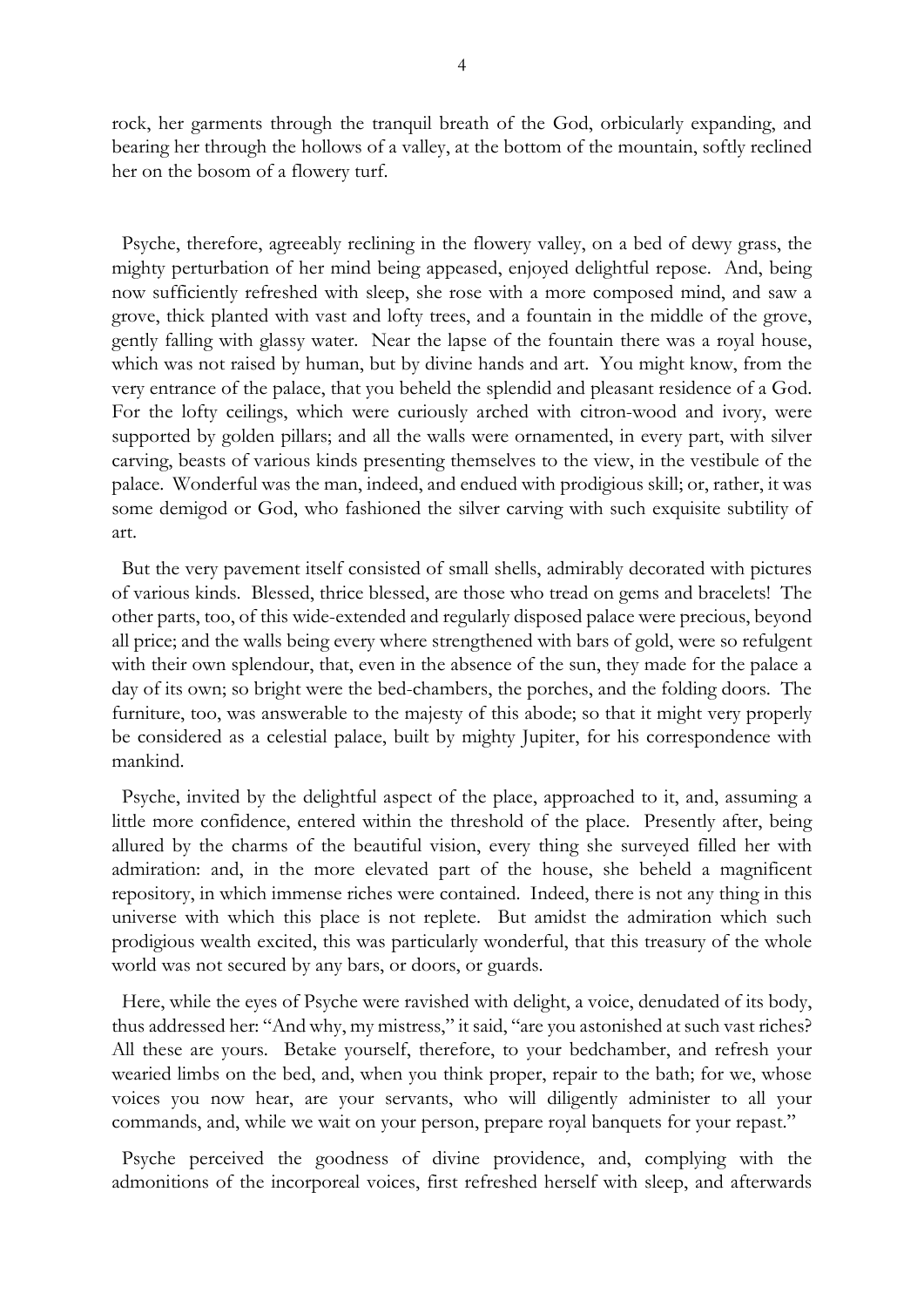rock, her garments through the tranquil breath of the God, orbicularly expanding, and bearing her through the hollows of a valley, at the bottom of the mountain, softly reclined her on the bosom of a flowery turf.

Psyche, therefore, agreeably reclining in the flowery valley, on a bed of dewy grass, the mighty perturbation of her mind being appeased, enjoyed delightful repose. And, being now sufficiently refreshed with sleep, she rose with a more composed mind, and saw a grove, thick planted with vast and lofty trees, and a fountain in the middle of the grove, gently falling with glassy water. Near the lapse of the fountain there was a royal house, which was not raised by human, but by divine hands and art. You might know, from the very entrance of the palace, that you beheld the splendid and pleasant residence of a God. For the lofty ceilings, which were curiously arched with citron-wood and ivory, were supported by golden pillars; and all the walls were ornamented, in every part, with silver carving, beasts of various kinds presenting themselves to the view, in the vestibule of the palace. Wonderful was the man, indeed, and endued with prodigious skill; or, rather, it was some demigod or God, who fashioned the silver carving with such exquisite subtility of art.

But the very pavement itself consisted of small shells, admirably decorated with pictures of various kinds. Blessed, thrice blessed, are those who tread on gems and bracelets! The other parts, too, of this wide-extended and regularly disposed palace were precious, beyond all price; and the walls being every where strengthened with bars of gold, were so refulgent with their own splendour, that, even in the absence of the sun, they made for the palace a day of its own; so bright were the bed-chambers, the porches, and the folding doors. The furniture, too, was answerable to the majesty of this abode; so that it might very properly be considered as a celestial palace, built by mighty Jupiter, for his correspondence with mankind.

Psyche, invited by the delightful aspect of the place, approached to it, and, assuming a little more confidence, entered within the threshold of the place. Presently after, being allured by the charms of the beautiful vision, every thing she surveyed filled her with admiration: and, in the more elevated part of the house, she beheld a magnificent repository, in which immense riches were contained. Indeed, there is not any thing in this universe with which this place is not replete. But amidst the admiration which such prodigious wealth excited, this was particularly wonderful, that this treasury of the whole world was not secured by any bars, or doors, or guards.

Here, while the eyes of Psyche were ravished with delight, a voice, denudated of its body, thus addressed her: "And why, my mistress," it said, "are you astonished at such vast riches? All these are yours. Betake yourself, therefore, to your bedchamber, and refresh your wearied limbs on the bed, and, when you think proper, repair to the bath; for we, whose voices you now hear, are your servants, who will diligently administer to all your commands, and, while we wait on your person, prepare royal banquets for your repast."

Psyche perceived the goodness of divine providence, and, complying with the admonitions of the incorporeal voices, first refreshed herself with sleep, and afterwards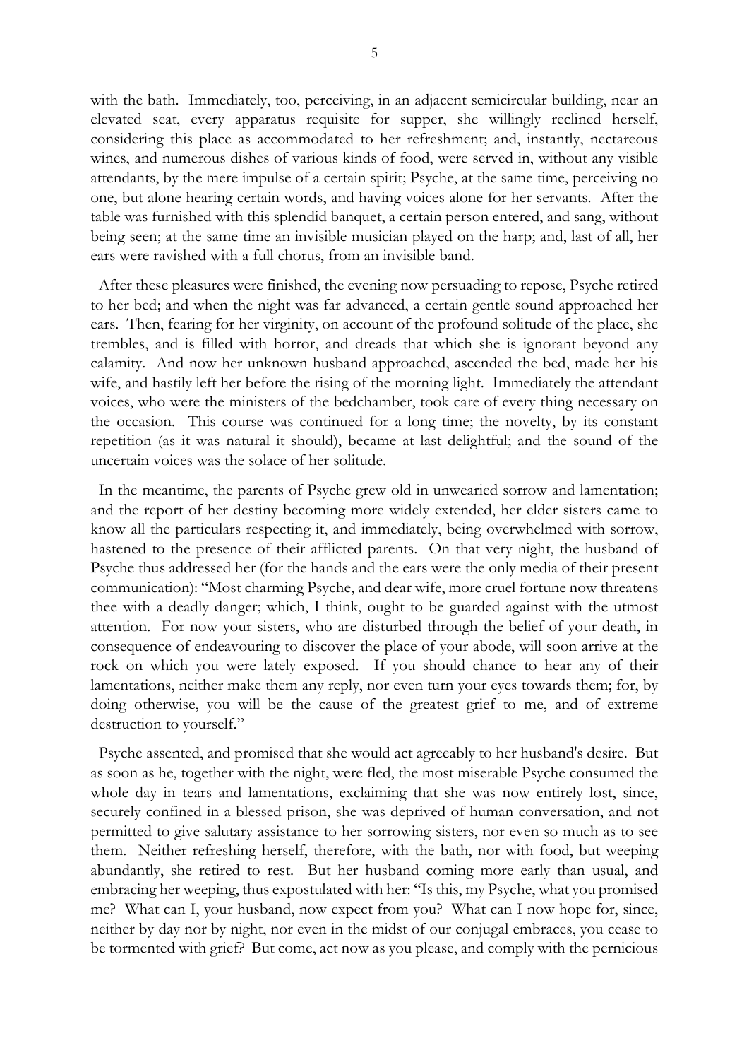with the bath. Immediately, too, perceiving, in an adjacent semicircular building, near an elevated seat, every apparatus requisite for supper, she willingly reclined herself, considering this place as accommodated to her refreshment; and, instantly, nectareous wines, and numerous dishes of various kinds of food, were served in, without any visible attendants, by the mere impulse of a certain spirit; Psyche, at the same time, perceiving no one, but alone hearing certain words, and having voices alone for her servants. After the table was furnished with this splendid banquet, a certain person entered, and sang, without being seen; at the same time an invisible musician played on the harp; and, last of all, her ears were ravished with a full chorus, from an invisible band.

After these pleasures were finished, the evening now persuading to repose, Psyche retired to her bed; and when the night was far advanced, a certain gentle sound approached her ears. Then, fearing for her virginity, on account of the profound solitude of the place, she trembles, and is filled with horror, and dreads that which she is ignorant beyond any calamity. And now her unknown husband approached, ascended the bed, made her his wife, and hastily left her before the rising of the morning light. Immediately the attendant voices, who were the ministers of the bedchamber, took care of every thing necessary on the occasion. This course was continued for a long time; the novelty, by its constant repetition (as it was natural it should), became at last delightful; and the sound of the uncertain voices was the solace of her solitude.

In the meantime, the parents of Psyche grew old in unwearied sorrow and lamentation; and the report of her destiny becoming more widely extended, her elder sisters came to know all the particulars respecting it, and immediately, being overwhelmed with sorrow, hastened to the presence of their afflicted parents. On that very night, the husband of Psyche thus addressed her (for the hands and the ears were the only media of their present communication): "Most charming Psyche, and dear wife, more cruel fortune now threatens thee with a deadly danger; which, I think, ought to be guarded against with the utmost attention. For now your sisters, who are disturbed through the belief of your death, in consequence of endeavouring to discover the place of your abode, will soon arrive at the rock on which you were lately exposed. If you should chance to hear any of their lamentations, neither make them any reply, nor even turn your eyes towards them; for, by doing otherwise, you will be the cause of the greatest grief to me, and of extreme destruction to yourself."

Psyche assented, and promised that she would act agreeably to her husband's desire. But as soon as he, together with the night, were fled, the most miserable Psyche consumed the whole day in tears and lamentations, exclaiming that she was now entirely lost, since, securely confined in a blessed prison, she was deprived of human conversation, and not permitted to give salutary assistance to her sorrowing sisters, nor even so much as to see them. Neither refreshing herself, therefore, with the bath, nor with food, but weeping abundantly, she retired to rest. But her husband coming more early than usual, and embracing her weeping, thus expostulated with her: "Is this, my Psyche, what you promised me? What can I, your husband, now expect from you? What can I now hope for, since, neither by day nor by night, nor even in the midst of our conjugal embraces, you cease to be tormented with grief? But come, act now as you please, and comply with the pernicious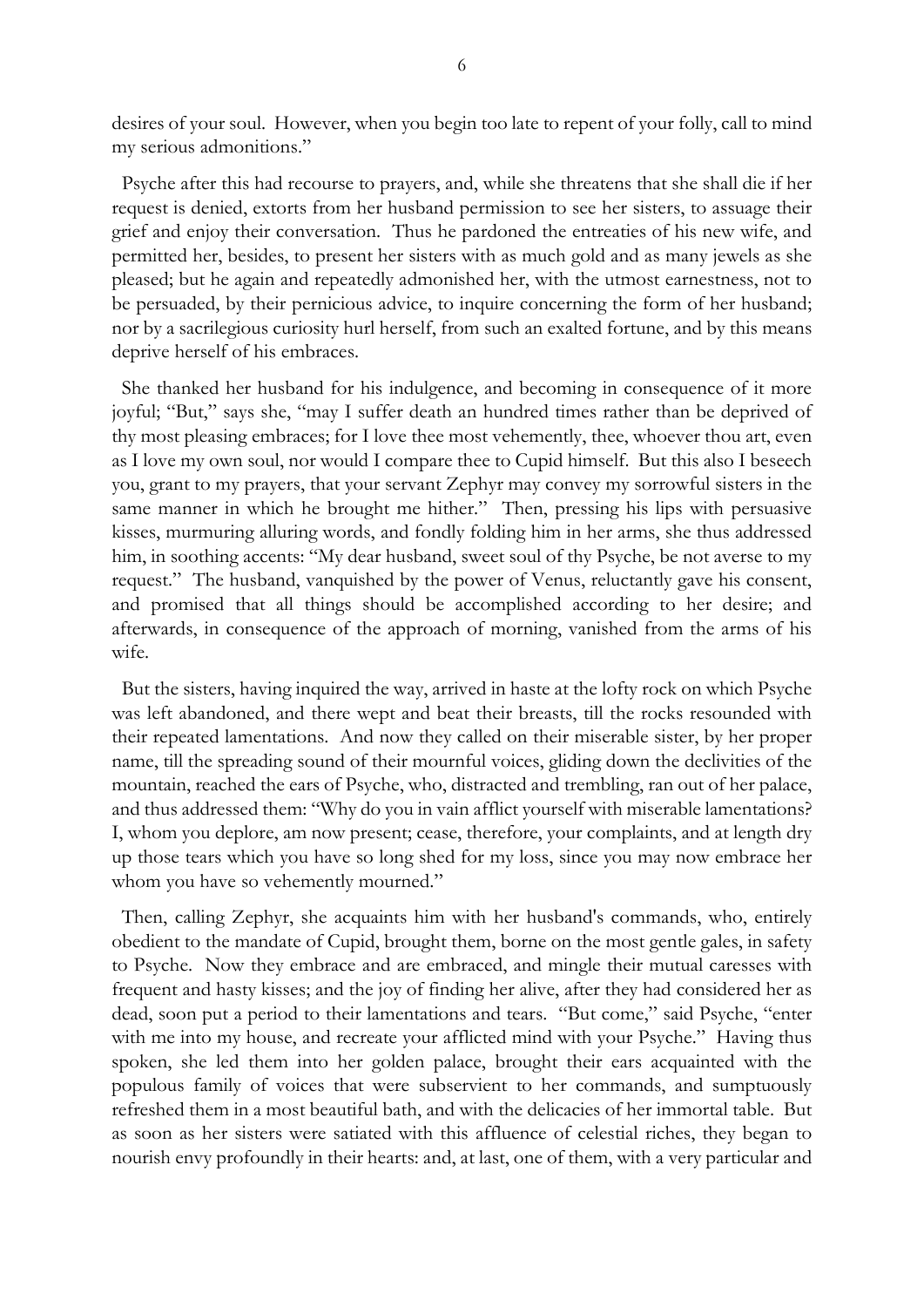desires of your soul. However, when you begin too late to repent of your folly, call to mind my serious admonitions."

Psyche after this had recourse to prayers, and, while she threatens that she shall die if her request is denied, extorts from her husband permission to see her sisters, to assuage their grief and enjoy their conversation. Thus he pardoned the entreaties of his new wife, and permitted her, besides, to present her sisters with as much gold and as many jewels as she pleased; but he again and repeatedly admonished her, with the utmost earnestness, not to be persuaded, by their pernicious advice, to inquire concerning the form of her husband; nor by a sacrilegious curiosity hurl herself, from such an exalted fortune, and by this means deprive herself of his embraces.

She thanked her husband for his indulgence, and becoming in consequence of it more joyful; "But," says she, "may I suffer death an hundred times rather than be deprived of thy most pleasing embraces; for I love thee most vehemently, thee, whoever thou art, even as I love my own soul, nor would I compare thee to Cupid himself. But this also I beseech you, grant to my prayers, that your servant Zephyr may convey my sorrowful sisters in the same manner in which he brought me hither." Then, pressing his lips with persuasive kisses, murmuring alluring words, and fondly folding him in her arms, she thus addressed him, in soothing accents: "My dear husband, sweet soul of thy Psyche, be not averse to my request." The husband, vanquished by the power of Venus, reluctantly gave his consent, and promised that all things should be accomplished according to her desire; and afterwards, in consequence of the approach of morning, vanished from the arms of his wife.

But the sisters, having inquired the way, arrived in haste at the lofty rock on which Psyche was left abandoned, and there wept and beat their breasts, till the rocks resounded with their repeated lamentations. And now they called on their miserable sister, by her proper name, till the spreading sound of their mournful voices, gliding down the declivities of the mountain, reached the ears of Psyche, who, distracted and trembling, ran out of her palace, and thus addressed them: "Why do you in vain afflict yourself with miserable lamentations? I, whom you deplore, am now present; cease, therefore, your complaints, and at length dry up those tears which you have so long shed for my loss, since you may now embrace her whom you have so vehemently mourned."

Then, calling Zephyr, she acquaints him with her husband's commands, who, entirely obedient to the mandate of Cupid, brought them, borne on the most gentle gales, in safety to Psyche. Now they embrace and are embraced, and mingle their mutual caresses with frequent and hasty kisses; and the joy of finding her alive, after they had considered her as dead, soon put a period to their lamentations and tears. "But come," said Psyche, "enter with me into my house, and recreate your afflicted mind with your Psyche." Having thus spoken, she led them into her golden palace, brought their ears acquainted with the populous family of voices that were subservient to her commands, and sumptuously refreshed them in a most beautiful bath, and with the delicacies of her immortal table. But as soon as her sisters were satiated with this affluence of celestial riches, they began to nourish envy profoundly in their hearts: and, at last, one of them, with a very particular and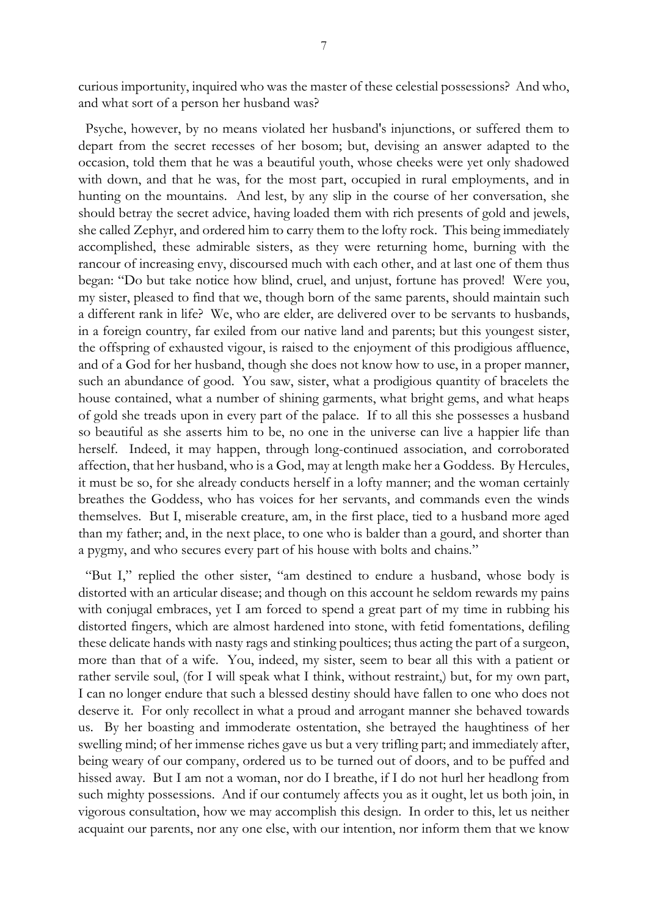curious importunity, inquired who was the master of these celestial possessions? And who, and what sort of a person her husband was?

Psyche, however, by no means violated her husband's injunctions, or suffered them to depart from the secret recesses of her bosom; but, devising an answer adapted to the occasion, told them that he was a beautiful youth, whose cheeks were yet only shadowed with down, and that he was, for the most part, occupied in rural employments, and in hunting on the mountains. And lest, by any slip in the course of her conversation, she should betray the secret advice, having loaded them with rich presents of gold and jewels, she called Zephyr, and ordered him to carry them to the lofty rock. This being immediately accomplished, these admirable sisters, as they were returning home, burning with the rancour of increasing envy, discoursed much with each other, and at last one of them thus began: "Do but take notice how blind, cruel, and unjust, fortune has proved! Were you, my sister, pleased to find that we, though born of the same parents, should maintain such a different rank in life? We, who are elder, are delivered over to be servants to husbands, in a foreign country, far exiled from our native land and parents; but this youngest sister, the offspring of exhausted vigour, is raised to the enjoyment of this prodigious affluence, and of a God for her husband, though she does not know how to use, in a proper manner, such an abundance of good. You saw, sister, what a prodigious quantity of bracelets the house contained, what a number of shining garments, what bright gems, and what heaps of gold she treads upon in every part of the palace. If to all this she possesses a husband so beautiful as she asserts him to be, no one in the universe can live a happier life than herself. Indeed, it may happen, through long-continued association, and corroborated affection, that her husband, who is a God, may at length make her a Goddess. By Hercules, it must be so, for she already conducts herself in a lofty manner; and the woman certainly breathes the Goddess, who has voices for her servants, and commands even the winds themselves. But I, miserable creature, am, in the first place, tied to a husband more aged than my father; and, in the next place, to one who is balder than a gourd, and shorter than a pygmy, and who secures every part of his house with bolts and chains."

"But I," replied the other sister, "am destined to endure a husband, whose body is distorted with an articular disease; and though on this account he seldom rewards my pains with conjugal embraces, yet I am forced to spend a great part of my time in rubbing his distorted fingers, which are almost hardened into stone, with fetid fomentations, defiling these delicate hands with nasty rags and stinking poultices; thus acting the part of a surgeon, more than that of a wife. You, indeed, my sister, seem to bear all this with a patient or rather servile soul, (for I will speak what I think, without restraint,) but, for my own part, I can no longer endure that such a blessed destiny should have fallen to one who does not deserve it. For only recollect in what a proud and arrogant manner she behaved towards us. By her boasting and immoderate ostentation, she betrayed the haughtiness of her swelling mind; of her immense riches gave us but a very trifling part; and immediately after, being weary of our company, ordered us to be turned out of doors, and to be puffed and hissed away. But I am not a woman, nor do I breathe, if I do not hurl her headlong from such mighty possessions. And if our contumely affects you as it ought, let us both join, in vigorous consultation, how we may accomplish this design. In order to this, let us neither acquaint our parents, nor any one else, with our intention, nor inform them that we know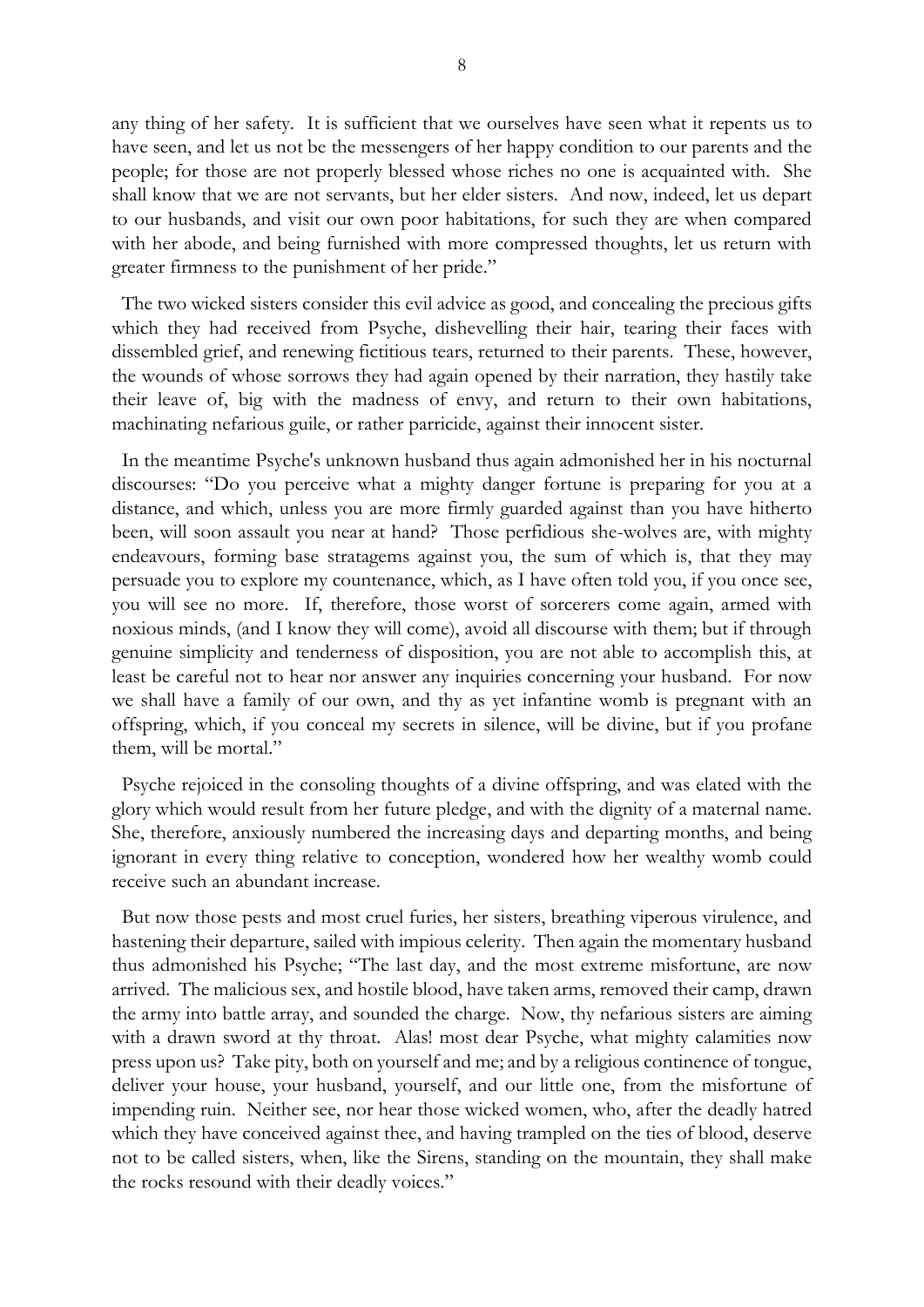any thing of her safety. It is sufficient that we ourselves have seen what it repents us to have seen, and let us not be the messengers of her happy condition to our parents and the people; for those are not properly blessed whose riches no one is acquainted with. She shall know that we are not servants, but her elder sisters. And now, indeed, let us depart to our husbands, and visit our own poor habitations, for such they are when compared with her abode, and being furnished with more compressed thoughts, let us return with greater firmness to the punishment of her pride."

The two wicked sisters consider this evil advice as good, and concealing the precious gifts which they had received from Psyche, dishevelling their hair, tearing their faces with dissembled grief, and renewing fictitious tears, returned to their parents. These, however, the wounds of whose sorrows they had again opened by their narration, they hastily take their leave of, big with the madness of envy, and return to their own habitations, machinating nefarious guile, or rather parricide, against their innocent sister.

In the meantime Psyche's unknown husband thus again admonished her in his nocturnal discourses: "Do you perceive what a mighty danger fortune is preparing for you at a distance, and which, unless you are more firmly guarded against than you have hitherto been, will soon assault you near at hand? Those perfidious she-wolves are, with mighty endeavours, forming base stratagems against you, the sum of which is, that they may persuade you to explore my countenance, which, as I have often told you, if you once see, you will see no more. If, therefore, those worst of sorcerers come again, armed with noxious minds, (and I know they will come), avoid all discourse with them; but if through genuine simplicity and tenderness of disposition, you are not able to accomplish this, at least be careful not to hear nor answer any inquiries concerning your husband. For now we shall have a family of our own, and thy as yet infantine womb is pregnant with an offspring, which, if you conceal my secrets in silence, will be divine, but if you profane them, will be mortal."

Psyche rejoiced in the consoling thoughts of a divine offspring, and was elated with the glory which would result from her future pledge, and with the dignity of a maternal name. She, therefore, anxiously numbered the increasing days and departing months, and being ignorant in every thing relative to conception, wondered how her wealthy womb could receive such an abundant increase.

But now those pests and most cruel furies, her sisters, breathing viperous virulence, and hastening their departure, sailed with impious celerity. Then again the momentary husband thus admonished his Psyche; "The last day, and the most extreme misfortune, are now arrived. The malicious sex, and hostile blood, have taken arms, removed their camp, drawn the army into battle array, and sounded the charge. Now, thy nefarious sisters are aiming with a drawn sword at thy throat. Alas! most dear Psyche, what mighty calamities now press upon us? Take pity, both on yourself and me; and by a religious continence of tongue, deliver your house, your husband, yourself, and our little one, from the misfortune of impending ruin. Neither see, nor hear those wicked women, who, after the deadly hatred which they have conceived against thee, and having trampled on the ties of blood, deserve not to be called sisters, when, like the Sirens, standing on the mountain, they shall make the rocks resound with their deadly voices."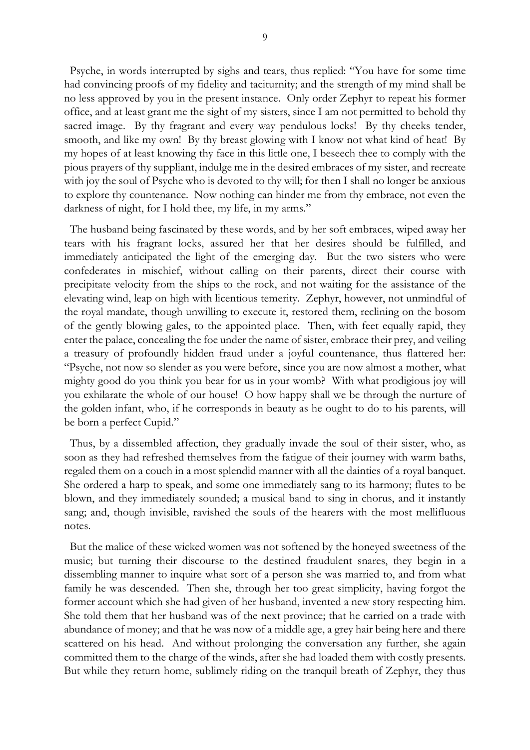Psyche, in words interrupted by sighs and tears, thus replied: "You have for some time had convincing proofs of my fidelity and taciturnity; and the strength of my mind shall be no less approved by you in the present instance. Only order Zephyr to repeat his former office, and at least grant me the sight of my sisters, since I am not permitted to behold thy sacred image. By thy fragrant and every way pendulous locks! By thy cheeks tender, smooth, and like my own! By thy breast glowing with I know not what kind of heat! By my hopes of at least knowing thy face in this little one, I beseech thee to comply with the pious prayers of thy suppliant, indulge me in the desired embraces of my sister, and recreate with joy the soul of Psyche who is devoted to thy will; for then I shall no longer be anxious to explore thy countenance. Now nothing can hinder me from thy embrace, not even the darkness of night, for I hold thee, my life, in my arms."

The husband being fascinated by these words, and by her soft embraces, wiped away her tears with his fragrant locks, assured her that her desires should be fulfilled, and immediately anticipated the light of the emerging day. But the two sisters who were confederates in mischief, without calling on their parents, direct their course with precipitate velocity from the ships to the rock, and not waiting for the assistance of the elevating wind, leap on high with licentious temerity. Zephyr, however, not unmindful of the royal mandate, though unwilling to execute it, restored them, reclining on the bosom of the gently blowing gales, to the appointed place. Then, with feet equally rapid, they enter the palace, concealing the foe under the name of sister, embrace their prey, and veiling a treasury of profoundly hidden fraud under a joyful countenance, thus flattered her: "Psyche, not now so slender as you were before, since you are now almost a mother, what mighty good do you think you bear for us in your womb? With what prodigious joy will you exhilarate the whole of our house! O how happy shall we be through the nurture of the golden infant, who, if he corresponds in beauty as he ought to do to his parents, will be born a perfect Cupid."

Thus, by a dissembled affection, they gradually invade the soul of their sister, who, as soon as they had refreshed themselves from the fatigue of their journey with warm baths, regaled them on a couch in a most splendid manner with all the dainties of a royal banquet. She ordered a harp to speak, and some one immediately sang to its harmony; flutes to be blown, and they immediately sounded; a musical band to sing in chorus, and it instantly sang; and, though invisible, ravished the souls of the hearers with the most mellifluous notes.

But the malice of these wicked women was not softened by the honeyed sweetness of the music; but turning their discourse to the destined fraudulent snares, they begin in a dissembling manner to inquire what sort of a person she was married to, and from what family he was descended. Then she, through her too great simplicity, having forgot the former account which she had given of her husband, invented a new story respecting him. She told them that her husband was of the next province; that he carried on a trade with abundance of money; and that he was now of a middle age, a grey hair being here and there scattered on his head. And without prolonging the conversation any further, she again committed them to the charge of the winds, after she had loaded them with costly presents. But while they return home, sublimely riding on the tranquil breath of Zephyr, they thus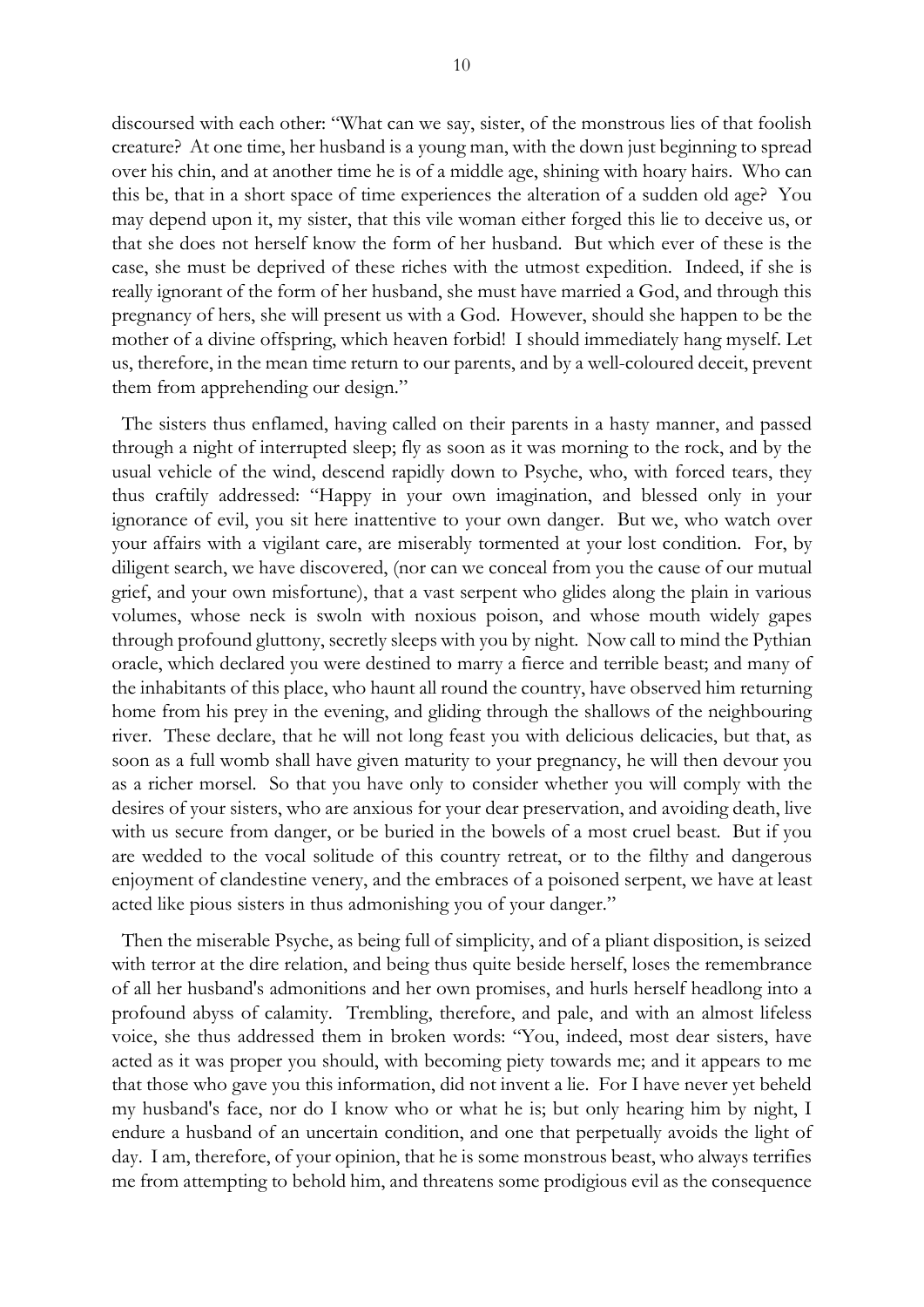discoursed with each other: "What can we say, sister, of the monstrous lies of that foolish creature? At one time, her husband is a young man, with the down just beginning to spread over his chin, and at another time he is of a middle age, shining with hoary hairs. Who can this be, that in a short space of time experiences the alteration of a sudden old age? You may depend upon it, my sister, that this vile woman either forged this lie to deceive us, or that she does not herself know the form of her husband. But which ever of these is the case, she must be deprived of these riches with the utmost expedition. Indeed, if she is really ignorant of the form of her husband, she must have married a God, and through this pregnancy of hers, she will present us with a God. However, should she happen to be the mother of a divine offspring, which heaven forbid! I should immediately hang myself. Let us, therefore, in the mean time return to our parents, and by a well-coloured deceit, prevent them from apprehending our design."

The sisters thus enflamed, having called on their parents in a hasty manner, and passed through a night of interrupted sleep; fly as soon as it was morning to the rock, and by the usual vehicle of the wind, descend rapidly down to Psyche, who, with forced tears, they thus craftily addressed: "Happy in your own imagination, and blessed only in your ignorance of evil, you sit here inattentive to your own danger. But we, who watch over your affairs with a vigilant care, are miserably tormented at your lost condition. For, by diligent search, we have discovered, (nor can we conceal from you the cause of our mutual grief, and your own misfortune), that a vast serpent who glides along the plain in various volumes, whose neck is swoln with noxious poison, and whose mouth widely gapes through profound gluttony, secretly sleeps with you by night. Now call to mind the Pythian oracle, which declared you were destined to marry a fierce and terrible beast; and many of the inhabitants of this place, who haunt all round the country, have observed him returning home from his prey in the evening, and gliding through the shallows of the neighbouring river. These declare, that he will not long feast you with delicious delicacies, but that, as soon as a full womb shall have given maturity to your pregnancy, he will then devour you as a richer morsel. So that you have only to consider whether you will comply with the desires of your sisters, who are anxious for your dear preservation, and avoiding death, live with us secure from danger, or be buried in the bowels of a most cruel beast. But if you are wedded to the vocal solitude of this country retreat, or to the filthy and dangerous enjoyment of clandestine venery, and the embraces of a poisoned serpent, we have at least acted like pious sisters in thus admonishing you of your danger."

Then the miserable Psyche, as being full of simplicity, and of a pliant disposition, is seized with terror at the dire relation, and being thus quite beside herself, loses the remembrance of all her husband's admonitions and her own promises, and hurls herself headlong into a profound abyss of calamity. Trembling, therefore, and pale, and with an almost lifeless voice, she thus addressed them in broken words: "You, indeed, most dear sisters, have acted as it was proper you should, with becoming piety towards me; and it appears to me that those who gave you this information, did not invent a lie. For I have never yet beheld my husband's face, nor do I know who or what he is; but only hearing him by night, I endure a husband of an uncertain condition, and one that perpetually avoids the light of day. I am, therefore, of your opinion, that he is some monstrous beast, who always terrifies me from attempting to behold him, and threatens some prodigious evil as the consequence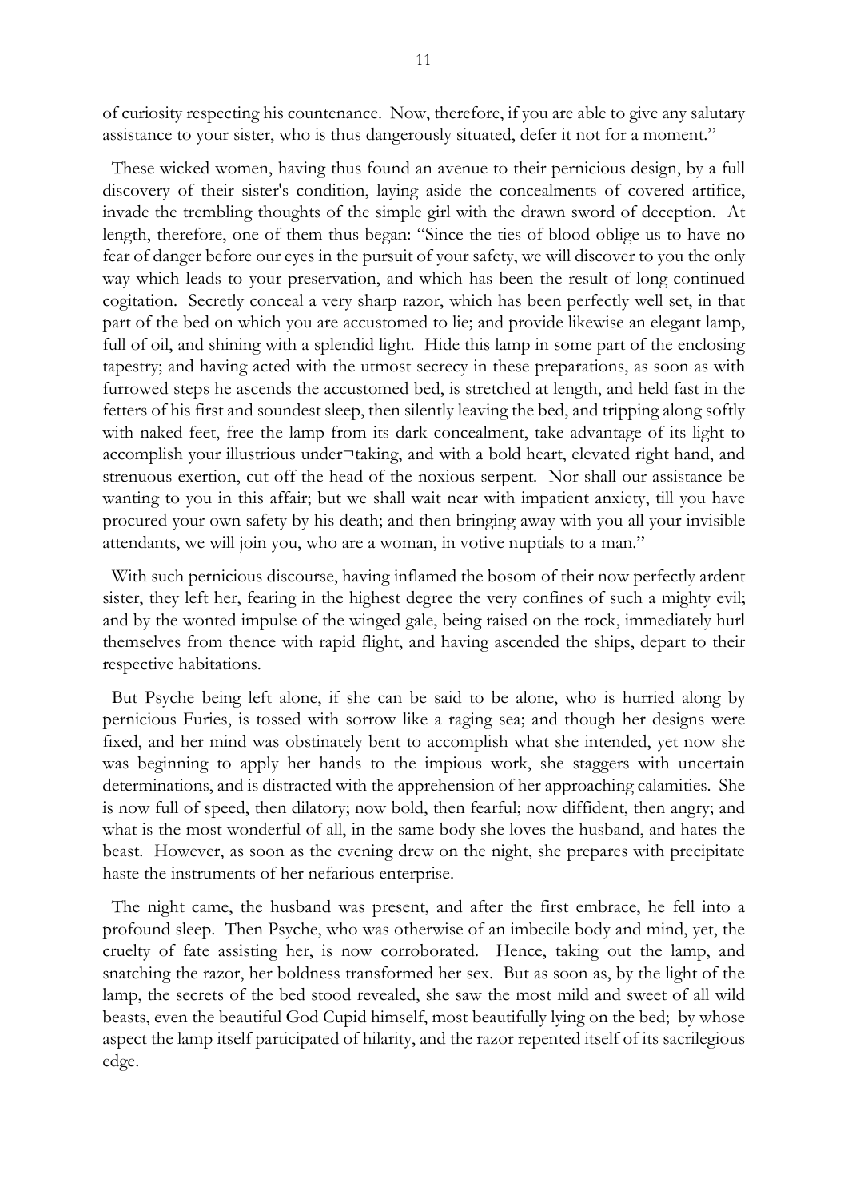of curiosity respecting his countenance. Now, therefore, if you are able to give any salutary assistance to your sister, who is thus dangerously situated, defer it not for a moment."

These wicked women, having thus found an avenue to their pernicious design, by a full discovery of their sister's condition, laying aside the concealments of covered artifice, invade the trembling thoughts of the simple girl with the drawn sword of deception. At length, therefore, one of them thus began: "Since the ties of blood oblige us to have no fear of danger before our eyes in the pursuit of your safety, we will discover to you the only way which leads to your preservation, and which has been the result of long-continued cogitation. Secretly conceal a very sharp razor, which has been perfectly well set, in that part of the bed on which you are accustomed to lie; and provide likewise an elegant lamp, full of oil, and shining with a splendid light. Hide this lamp in some part of the enclosing tapestry; and having acted with the utmost secrecy in these preparations, as soon as with furrowed steps he ascends the accustomed bed, is stretched at length, and held fast in the fetters of his first and soundest sleep, then silently leaving the bed, and tripping along softly with naked feet, free the lamp from its dark concealment, take advantage of its light to accomplish your illustrious under¬taking, and with a bold heart, elevated right hand, and strenuous exertion, cut off the head of the noxious serpent. Nor shall our assistance be wanting to you in this affair; but we shall wait near with impatient anxiety, till you have procured your own safety by his death; and then bringing away with you all your invisible attendants, we will join you, who are a woman, in votive nuptials to a man."

With such pernicious discourse, having inflamed the bosom of their now perfectly ardent sister, they left her, fearing in the highest degree the very confines of such a mighty evil; and by the wonted impulse of the winged gale, being raised on the rock, immediately hurl themselves from thence with rapid flight, and having ascended the ships, depart to their respective habitations.

But Psyche being left alone, if she can be said to be alone, who is hurried along by pernicious Furies, is tossed with sorrow like a raging sea; and though her designs were fixed, and her mind was obstinately bent to accomplish what she intended, yet now she was beginning to apply her hands to the impious work, she staggers with uncertain determinations, and is distracted with the apprehension of her approaching calamities. She is now full of speed, then dilatory; now bold, then fearful; now diffident, then angry; and what is the most wonderful of all, in the same body she loves the husband, and hates the beast. However, as soon as the evening drew on the night, she prepares with precipitate haste the instruments of her nefarious enterprise.

The night came, the husband was present, and after the first embrace, he fell into a profound sleep. Then Psyche, who was otherwise of an imbecile body and mind, yet, the cruelty of fate assisting her, is now corroborated. Hence, taking out the lamp, and snatching the razor, her boldness transformed her sex. But as soon as, by the light of the lamp, the secrets of the bed stood revealed, she saw the most mild and sweet of all wild beasts, even the beautiful God Cupid himself, most beautifully lying on the bed; by whose aspect the lamp itself participated of hilarity, and the razor repented itself of its sacrilegious edge.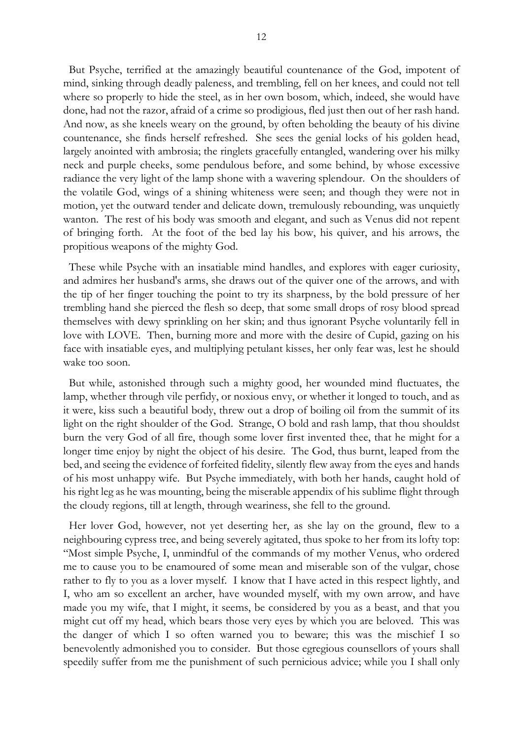But Psyche, terrified at the amazingly beautiful countenance of the God, impotent of mind, sinking through deadly paleness, and trembling, fell on her knees, and could not tell where so properly to hide the steel, as in her own bosom, which, indeed, she would have done, had not the razor, afraid of a crime so prodigious, fled just then out of her rash hand. And now, as she kneels weary on the ground, by often beholding the beauty of his divine countenance, she finds herself refreshed. She sees the genial locks of his golden head, largely anointed with ambrosia; the ringlets gracefully entangled, wandering over his milky neck and purple cheeks, some pendulous before, and some behind, by whose excessive radiance the very light of the lamp shone with a wavering splendour. On the shoulders of the volatile God, wings of a shining whiteness were seen; and though they were not in motion, yet the outward tender and delicate down, tremulously rebounding, was unquietly wanton. The rest of his body was smooth and elegant, and such as Venus did not repent of bringing forth. At the foot of the bed lay his bow, his quiver, and his arrows, the propitious weapons of the mighty God.

These while Psyche with an insatiable mind handles, and explores with eager curiosity, and admires her husband's arms, she draws out of the quiver one of the arrows, and with the tip of her finger touching the point to try its sharpness, by the bold pressure of her trembling hand she pierced the flesh so deep, that some small drops of rosy blood spread themselves with dewy sprinkling on her skin; and thus ignorant Psyche voluntarily fell in love with LOVE. Then, burning more and more with the desire of Cupid, gazing on his face with insatiable eyes, and multiplying petulant kisses, her only fear was, lest he should wake too soon.

But while, astonished through such a mighty good, her wounded mind fluctuates, the lamp, whether through vile perfidy, or noxious envy, or whether it longed to touch, and as it were, kiss such a beautiful body, threw out a drop of boiling oil from the summit of its light on the right shoulder of the God. Strange, O bold and rash lamp, that thou shouldst burn the very God of all fire, though some lover first invented thee, that he might for a longer time enjoy by night the object of his desire. The God, thus burnt, leaped from the bed, and seeing the evidence of forfeited fidelity, silently flew away from the eyes and hands of his most unhappy wife. But Psyche immediately, with both her hands, caught hold of his right leg as he was mounting, being the miserable appendix of his sublime flight through the cloudy regions, till at length, through weariness, she fell to the ground.

Her lover God, however, not yet deserting her, as she lay on the ground, flew to a neighbouring cypress tree, and being severely agitated, thus spoke to her from its lofty top: "Most simple Psyche, I, unmindful of the commands of my mother Venus, who ordered me to cause you to be enamoured of some mean and miserable son of the vulgar, chose rather to fly to you as a lover myself. I know that I have acted in this respect lightly, and I, who am so excellent an archer, have wounded myself, with my own arrow, and have made you my wife, that I might, it seems, be considered by you as a beast, and that you might cut off my head, which bears those very eyes by which you are beloved. This was the danger of which I so often warned you to beware; this was the mischief I so benevolently admonished you to consider. But those egregious counsellors of yours shall speedily suffer from me the punishment of such pernicious advice; while you I shall only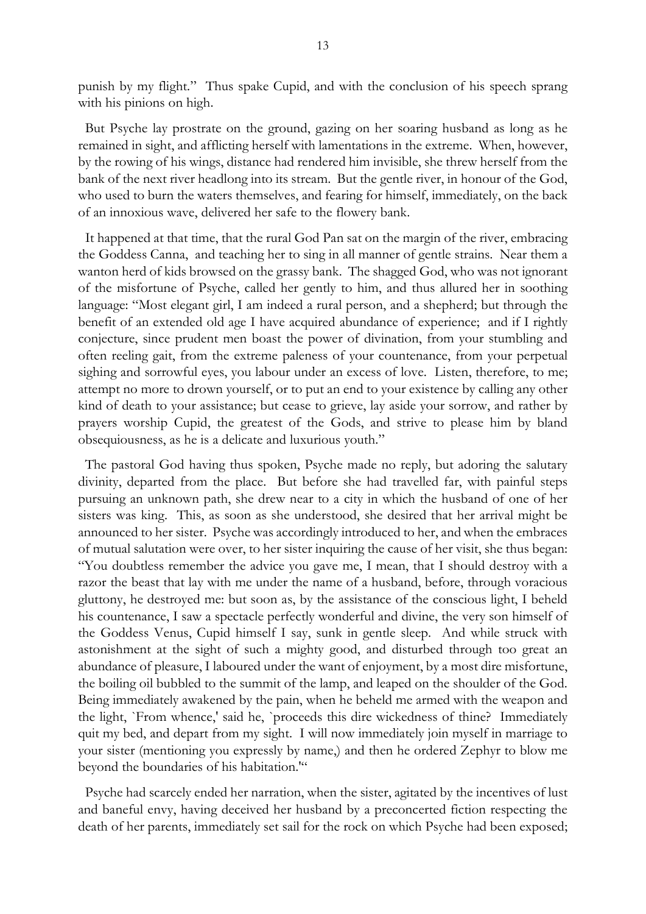punish by my flight." Thus spake Cupid, and with the conclusion of his speech sprang with his pinions on high.

But Psyche lay prostrate on the ground, gazing on her soaring husband as long as he remained in sight, and afflicting herself with lamentations in the extreme. When, however, by the rowing of his wings, distance had rendered him invisible, she threw herself from the bank of the next river headlong into its stream. But the gentle river, in honour of the God, who used to burn the waters themselves, and fearing for himself, immediately, on the back of an innoxious wave, delivered her safe to the flowery bank.

It happened at that time, that the rural God Pan sat on the margin of the river, embracing the Goddess Canna, and teaching her to sing in all manner of gentle strains. Near them a wanton herd of kids browsed on the grassy bank. The shagged God, who was not ignorant of the misfortune of Psyche, called her gently to him, and thus allured her in soothing language: "Most elegant girl, I am indeed a rural person, and a shepherd; but through the benefit of an extended old age I have acquired abundance of experience; and if I rightly conjecture, since prudent men boast the power of divination, from your stumbling and often reeling gait, from the extreme paleness of your countenance, from your perpetual sighing and sorrowful eyes, you labour under an excess of love. Listen, therefore, to me; attempt no more to drown yourself, or to put an end to your existence by calling any other kind of death to your assistance; but cease to grieve, lay aside your sorrow, and rather by prayers worship Cupid, the greatest of the Gods, and strive to please him by bland obsequiousness, as he is a delicate and luxurious youth."

The pastoral God having thus spoken, Psyche made no reply, but adoring the salutary divinity, departed from the place. But before she had travelled far, with painful steps pursuing an unknown path, she drew near to a city in which the husband of one of her sisters was king. This, as soon as she understood, she desired that her arrival might be announced to her sister. Psyche was accordingly introduced to her, and when the embraces of mutual salutation were over, to her sister inquiring the cause of her visit, she thus began: "You doubtless remember the advice you gave me, I mean, that I should destroy with a razor the beast that lay with me under the name of a husband, before, through voracious gluttony, he destroyed me: but soon as, by the assistance of the conscious light, I beheld his countenance, I saw a spectacle perfectly wonderful and divine, the very son himself of the Goddess Venus, Cupid himself I say, sunk in gentle sleep. And while struck with astonishment at the sight of such a mighty good, and disturbed through too great an abundance of pleasure, I laboured under the want of enjoyment, by a most dire misfortune, the boiling oil bubbled to the summit of the lamp, and leaped on the shoulder of the God. Being immediately awakened by the pain, when he beheld me armed with the weapon and the light, `From whence,' said he, `proceeds this dire wickedness of thine? Immediately quit my bed, and depart from my sight. I will now immediately join myself in marriage to your sister (mentioning you expressly by name,) and then he ordered Zephyr to blow me beyond the boundaries of his habitation.'"

Psyche had scarcely ended her narration, when the sister, agitated by the incentives of lust and baneful envy, having deceived her husband by a preconcerted fiction respecting the death of her parents, immediately set sail for the rock on which Psyche had been exposed;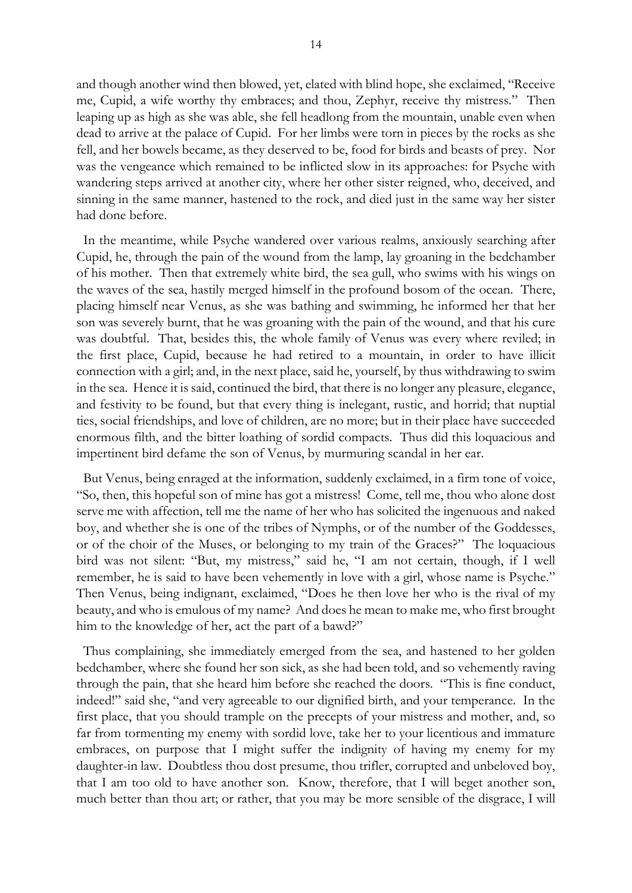and though another wind then blowed, yet, elated with blind hope, she exclaimed, "Receive me, Cupid, a wife worthy thy embraces; and thou, Zephyr, receive thy mistress." Then leaping up as high as she was able, she fell headlong from the mountain, unable even when dead to arrive at the palace of Cupid. For her limbs were torn in pieces by the rocks as she fell, and her bowels became, as they deserved to be, food for birds and beasts of prey. Nor was the vengeance which remained to be inflicted slow in its approaches: for Psyche with wandering steps arrived at another city, where her other sister reigned, who, deceived, and sinning in the same manner, hastened to the rock, and died just in the same way her sister had done before.

In the meantime, while Psyche wandered over various realms, anxiously searching after Cupid, he, through the pain of the wound from the lamp, lay groaning in the bedchamber of his mother. Then that extremely white bird, the sea gull, who swims with his wings on the waves of the sea, hastily merged himself in the profound bosom of the ocean. There, placing himself near Venus, as she was bathing and swimming, he informed her that her son was severely burnt, that he was groaning with the pain of the wound, and that his cure was doubtful. That, besides this, the whole family of Venus was every where reviled; in the first place, Cupid, because he had retired to a mountain, in order to have illicit connection with a girl; and, in the next place, said he, yourself, by thus withdrawing to swim in the sea. Hence it is said, continued the bird, that there is no longer any pleasure, elegance, and festivity to be found, but that every thing is inelegant, rustic, and horrid; that nuptial ties, social friendships, and love of children, are no more; but in their place have succeeded enormous filth, and the bitter loathing of sordid compacts. Thus did this loquacious and impertinent bird defame the son of Venus, by murmuring scandal in her ear.

But Venus, being enraged at the information, suddenly exclaimed, in a firm tone of voice, "So, then, this hopeful son of mine has got a mistress! Come, tell me, thou who alone dost serve me with affection, tell me the name of her who has solicited the ingenuous and naked boy, and whether she is one of the tribes of Nymphs, or of the number of the Goddesses, or of the choir of the Muses, or belonging to my train of the Graces?" The loquacious bird was not silent: "But, my mistress," said he, "I am not certain, though, if I well remember, he is said to have been vehemently in love with a girl, whose name is Psyche." Then Venus, being indignant, exclaimed, "Does he then love her who is the rival of my beauty, and who is emulous of my name? And does he mean to make me, who first brought him to the knowledge of her, act the part of a bawd?"

Thus complaining, she immediately emerged from the sea, and hastened to her golden bedchamber, where she found her son sick, as she had been told, and so vehemently raving through the pain, that she heard him before she reached the doors. "This is fine conduct, indeed!" said she, "and very agreeable to our dignified birth, and your temperance. In the first place, that you should trample on the precepts of your mistress and mother, and, so far from tormenting my enemy with sordid love, take her to your licentious and immature embraces, on purpose that I might suffer the indignity of having my enemy for my daughter-in law. Doubtless thou dost presume, thou trifler, corrupted and unbeloved boy, that I am too old to have another son. Know, therefore, that I will beget another son, much better than thou art; or rather, that you may be more sensible of the disgrace, I will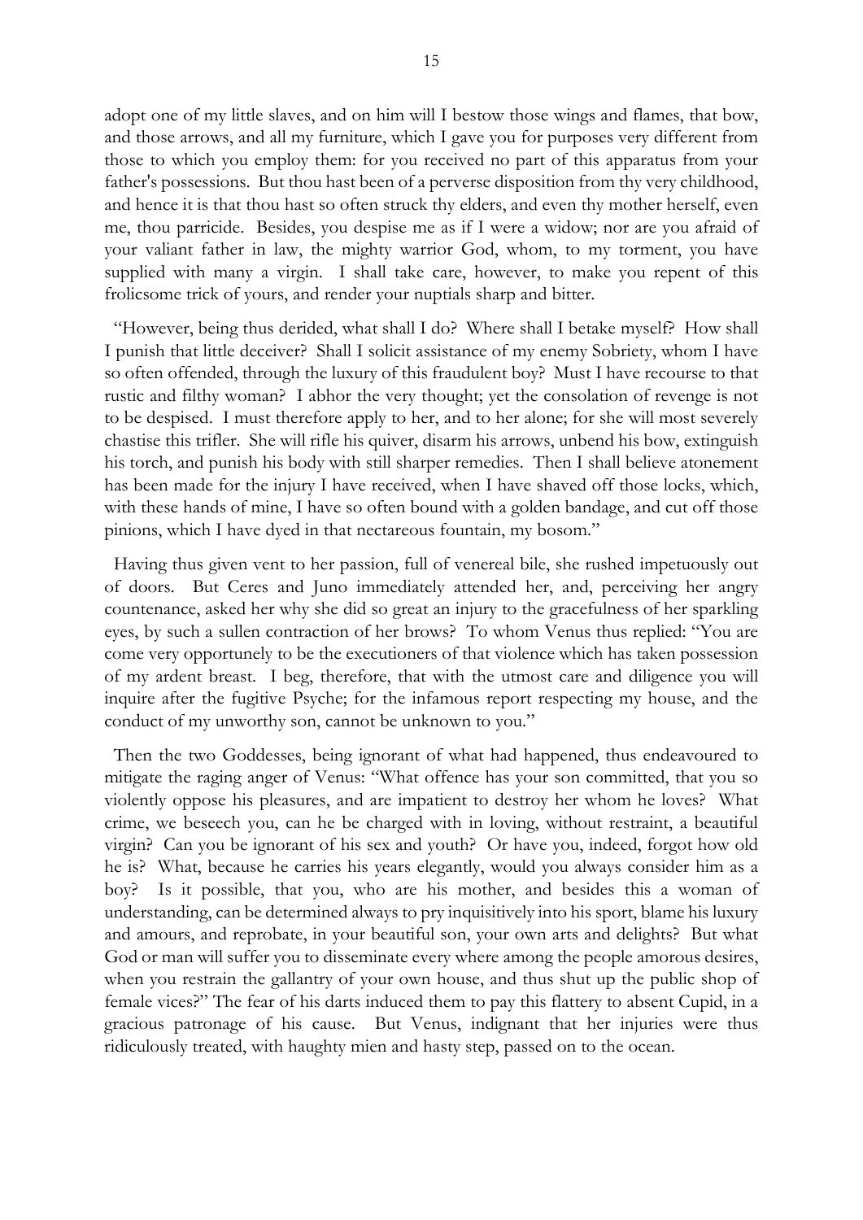adopt one of my little slaves, and on him will I bestow those wings and flames, that bow, and those arrows, and all my furniture, which I gave you for purposes very different from those to which you employ them: for you received no part of this apparatus from your father's possessions. But thou hast been of a perverse disposition from thy very childhood, and hence it is that thou hast so often struck thy elders, and even thy mother herself, even me, thou parricide. Besides, you despise me as if I were a widow; nor are you afraid of your valiant father in law, the mighty warrior God, whom, to my torment, you have supplied with many a virgin. I shall take care, however, to make you repent of this frolicsome trick of yours, and render your nuptials sharp and bitter.

"However, being thus derided, what shall I do? Where shall I betake myself? How shall I punish that little deceiver? Shall I solicit assistance of my enemy Sobriety, whom I have so often offended, through the luxury of this fraudulent boy? Must I have recourse to that rustic and filthy woman? I abhor the very thought; yet the consolation of revenge is not to be despised. I must therefore apply to her, and to her alone; for she will most severely chastise this trifler. She will rifle his quiver, disarm his arrows, unbend his bow, extinguish his torch, and punish his body with still sharper remedies. Then I shall believe atonement has been made for the injury I have received, when I have shaved off those locks, which, with these hands of mine, I have so often bound with a golden bandage, and cut off those pinions, which I have dyed in that nectareous fountain, my bosom."

Having thus given vent to her passion, full of venereal bile, she rushed impetuously out of doors. But Ceres and Juno immediately attended her, and, perceiving her angry countenance, asked her why she did so great an injury to the gracefulness of her sparkling eyes, by such a sullen contraction of her brows? To whom Venus thus replied: "You are come very opportunely to be the executioners of that violence which has taken possession of my ardent breast. I beg, therefore, that with the utmost care and diligence you will inquire after the fugitive Psyche; for the infamous report respecting my house, and the conduct of my unworthy son, cannot be unknown to you."

Then the two Goddesses, being ignorant of what had happened, thus endeavoured to mitigate the raging anger of Venus: "What offence has your son committed, that you so violently oppose his pleasures, and are impatient to destroy her whom he loves? What crime, we beseech you, can he be charged with in loving, without restraint, a beautiful virgin? Can you be ignorant of his sex and youth? Or have you, indeed, forgot how old he is? What, because he carries his years elegantly, would you always consider him as a boy? Is it possible, that you, who are his mother, and besides this a woman of understanding, can be determined always to pry inquisitively into his sport, blame his luxury and amours, and reprobate, in your beautiful son, your own arts and delights? But what God or man will suffer you to disseminate every where among the people amorous desires, when you restrain the gallantry of your own house, and thus shut up the public shop of female vices?" The fear of his darts induced them to pay this flattery to absent Cupid, in a gracious patronage of his cause. But Venus, indignant that her injuries were thus ridiculously treated, with haughty mien and hasty step, passed on to the ocean.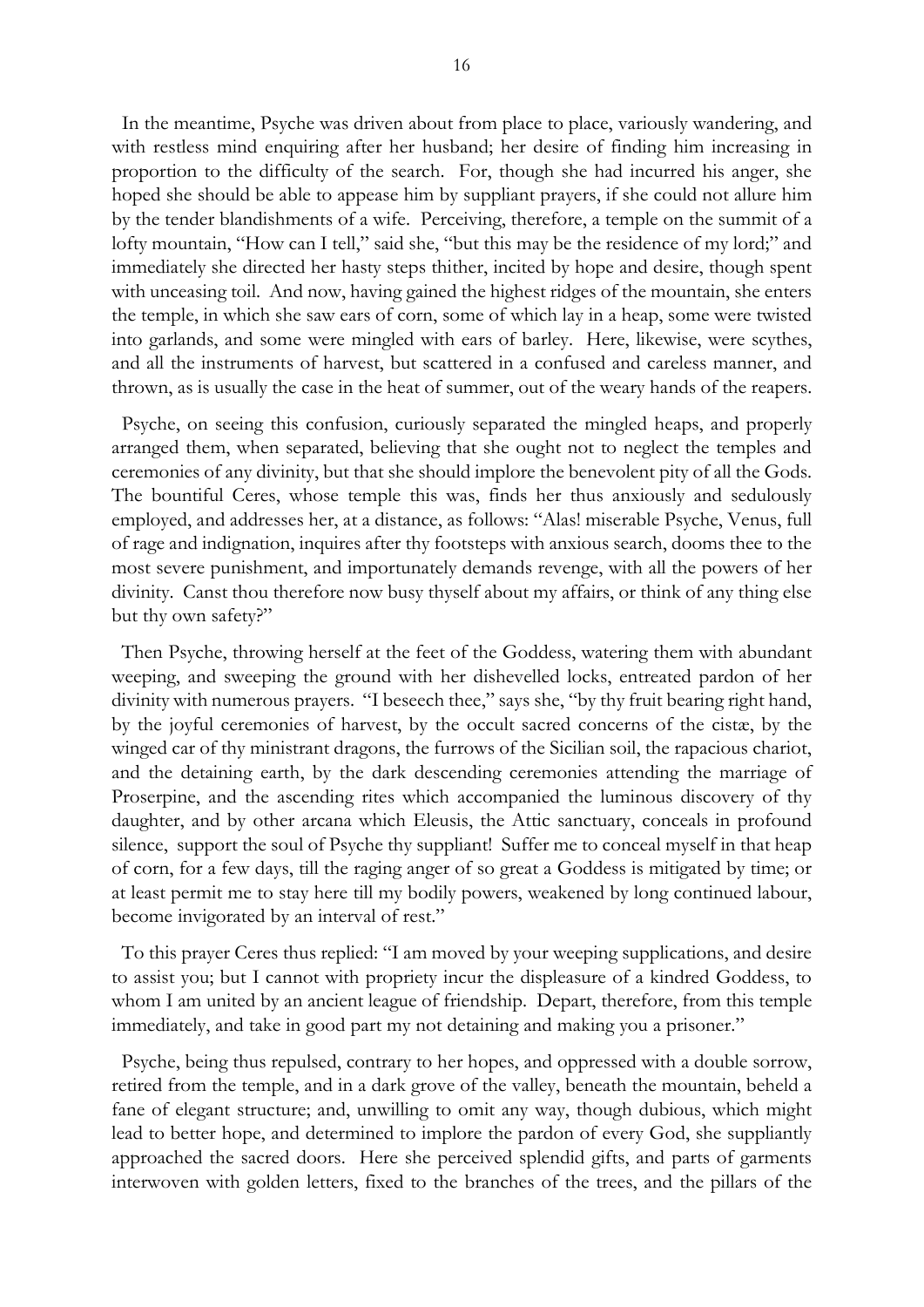In the meantime, Psyche was driven about from place to place, variously wandering, and with restless mind enquiring after her husband; her desire of finding him increasing in proportion to the difficulty of the search. For, though she had incurred his anger, she hoped she should be able to appease him by suppliant prayers, if she could not allure him by the tender blandishments of a wife. Perceiving, therefore, a temple on the summit of a lofty mountain, "How can I tell," said she, "but this may be the residence of my lord;" and immediately she directed her hasty steps thither, incited by hope and desire, though spent with unceasing toil. And now, having gained the highest ridges of the mountain, she enters the temple, in which she saw ears of corn, some of which lay in a heap, some were twisted into garlands, and some were mingled with ears of barley. Here, likewise, were scythes, and all the instruments of harvest, but scattered in a confused and careless manner, and thrown, as is usually the case in the heat of summer, out of the weary hands of the reapers.

Psyche, on seeing this confusion, curiously separated the mingled heaps, and properly arranged them, when separated, believing that she ought not to neglect the temples and ceremonies of any divinity, but that she should implore the benevolent pity of all the Gods. The bountiful Ceres, whose temple this was, finds her thus anxiously and sedulously employed, and addresses her, at a distance, as follows: "Alas! miserable Psyche, Venus, full of rage and indignation, inquires after thy footsteps with anxious search, dooms thee to the most severe punishment, and importunately demands revenge, with all the powers of her divinity. Canst thou therefore now busy thyself about my affairs, or think of any thing else but thy own safety?"

Then Psyche, throwing herself at the feet of the Goddess, watering them with abundant weeping, and sweeping the ground with her dishevelled locks, entreated pardon of her divinity with numerous prayers. "I beseech thee," says she, "by thy fruit bearing right hand, by the joyful ceremonies of harvest, by the occult sacred concerns of the cistæ, by the winged car of thy ministrant dragons, the furrows of the Sicilian soil, the rapacious chariot, and the detaining earth, by the dark descending ceremonies attending the marriage of Proserpine, and the ascending rites which accompanied the luminous discovery of thy daughter, and by other arcana which Eleusis, the Attic sanctuary, conceals in profound silence, support the soul of Psyche thy suppliant! Suffer me to conceal myself in that heap of corn, for a few days, till the raging anger of so great a Goddess is mitigated by time; or at least permit me to stay here till my bodily powers, weakened by long continued labour, become invigorated by an interval of rest."

To this prayer Ceres thus replied: "I am moved by your weeping supplications, and desire to assist you; but I cannot with propriety incur the displeasure of a kindred Goddess, to whom I am united by an ancient league of friendship. Depart, therefore, from this temple immediately, and take in good part my not detaining and making you a prisoner."

Psyche, being thus repulsed, contrary to her hopes, and oppressed with a double sorrow, retired from the temple, and in a dark grove of the valley, beneath the mountain, beheld a fane of elegant structure; and, unwilling to omit any way, though dubious, which might lead to better hope, and determined to implore the pardon of every God, she suppliantly approached the sacred doors. Here she perceived splendid gifts, and parts of garments interwoven with golden letters, fixed to the branches of the trees, and the pillars of the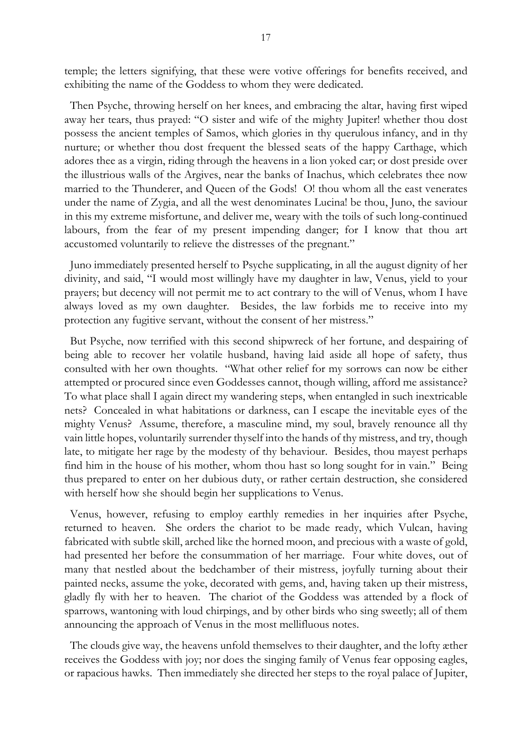temple; the letters signifying, that these were votive offerings for benefits received, and exhibiting the name of the Goddess to whom they were dedicated.

Then Psyche, throwing herself on her knees, and embracing the altar, having first wiped away her tears, thus prayed: "O sister and wife of the mighty Jupiter! whether thou dost possess the ancient temples of Samos, which glories in thy querulous infancy, and in thy nurture; or whether thou dost frequent the blessed seats of the happy Carthage, which adores thee as a virgin, riding through the heavens in a lion yoked car; or dost preside over the illustrious walls of the Argives, near the banks of Inachus, which celebrates thee now married to the Thunderer, and Queen of the Gods! O! thou whom all the east venerates under the name of Zygia, and all the west denominates Lucina! be thou, Juno, the saviour in this my extreme misfortune, and deliver me, weary with the toils of such long-continued labours, from the fear of my present impending danger; for I know that thou art accustomed voluntarily to relieve the distresses of the pregnant."

Juno immediately presented herself to Psyche supplicating, in all the august dignity of her divinity, and said, "I would most willingly have my daughter in law, Venus, yield to your prayers; but decency will not permit me to act contrary to the will of Venus, whom I have always loved as my own daughter. Besides, the law forbids me to receive into my protection any fugitive servant, without the consent of her mistress."

But Psyche, now terrified with this second shipwreck of her fortune, and despairing of being able to recover her volatile husband, having laid aside all hope of safety, thus consulted with her own thoughts. "What other relief for my sorrows can now be either attempted or procured since even Goddesses cannot, though willing, afford me assistance? To what place shall I again direct my wandering steps, when entangled in such inextricable nets? Concealed in what habitations or darkness, can I escape the inevitable eyes of the mighty Venus? Assume, therefore, a masculine mind, my soul, bravely renounce all thy vain little hopes, voluntarily surrender thyself into the hands of thy mistress, and try, though late, to mitigate her rage by the modesty of thy behaviour. Besides, thou mayest perhaps find him in the house of his mother, whom thou hast so long sought for in vain." Being thus prepared to enter on her dubious duty, or rather certain destruction, she considered with herself how she should begin her supplications to Venus.

Venus, however, refusing to employ earthly remedies in her inquiries after Psyche, returned to heaven. She orders the chariot to be made ready, which Vulcan, having fabricated with subtle skill, arched like the horned moon, and precious with a waste of gold, had presented her before the consummation of her marriage. Four white doves, out of many that nestled about the bedchamber of their mistress, joyfully turning about their painted necks, assume the yoke, decorated with gems, and, having taken up their mistress, gladly fly with her to heaven. The chariot of the Goddess was attended by a flock of sparrows, wantoning with loud chirpings, and by other birds who sing sweetly; all of them announcing the approach of Venus in the most mellifluous notes.

The clouds give way, the heavens unfold themselves to their daughter, and the lofty æther receives the Goddess with joy; nor does the singing family of Venus fear opposing eagles, or rapacious hawks. Then immediately she directed her steps to the royal palace of Jupiter,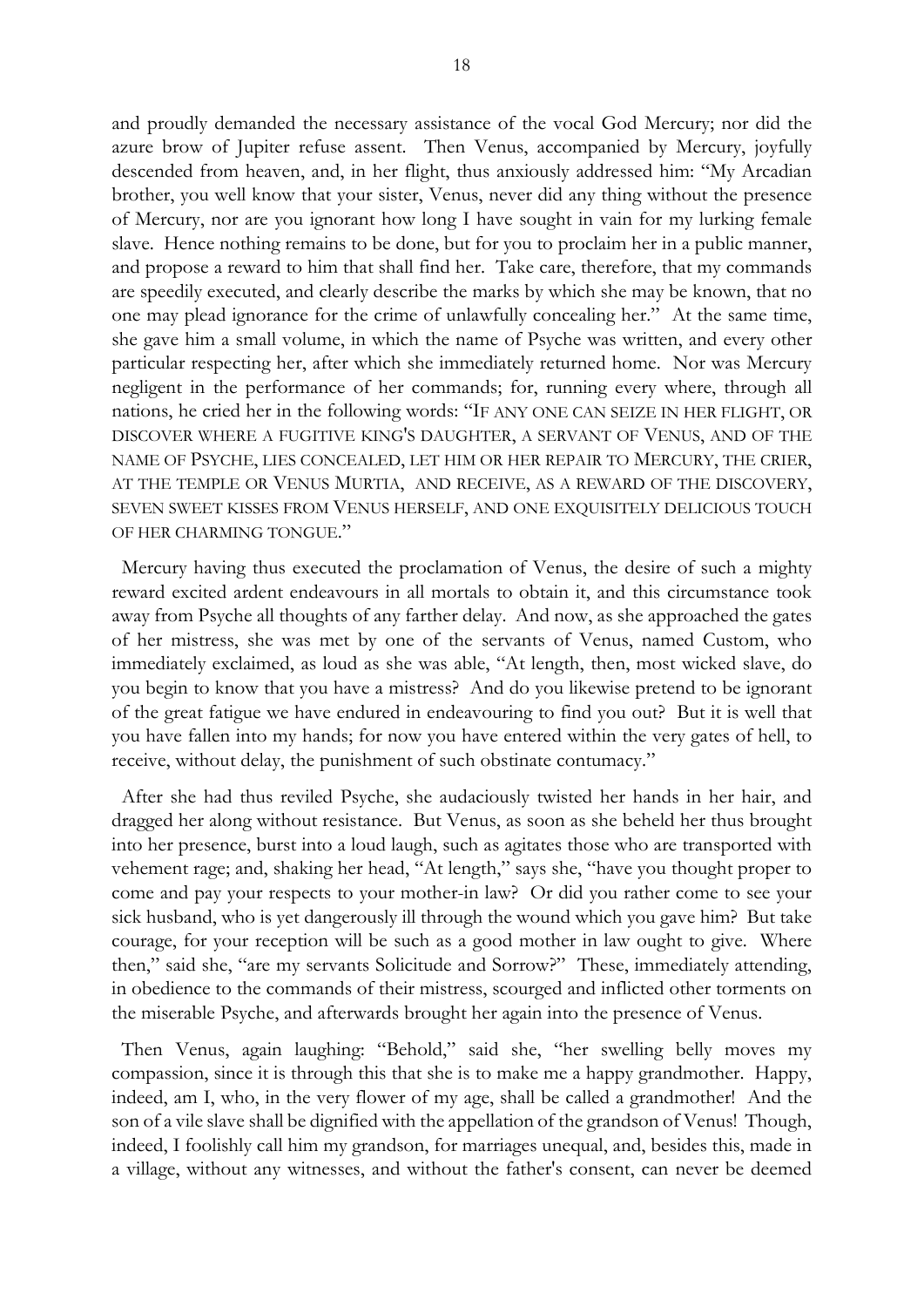and proudly demanded the necessary assistance of the vocal God Mercury; nor did the azure brow of Jupiter refuse assent. Then Venus, accompanied by Mercury, joyfully descended from heaven, and, in her flight, thus anxiously addressed him: "My Arcadian brother, you well know that your sister, Venus, never did any thing without the presence of Mercury, nor are you ignorant how long I have sought in vain for my lurking female slave. Hence nothing remains to be done, but for you to proclaim her in a public manner, and propose a reward to him that shall find her. Take care, therefore, that my commands are speedily executed, and clearly describe the marks by which she may be known, that no one may plead ignorance for the crime of unlawfully concealing her." At the same time, she gave him a small volume, in which the name of Psyche was written, and every other particular respecting her, after which she immediately returned home. Nor was Mercury negligent in the performance of her commands; for, running every where, through all nations, he cried her in the following words: "IF ANY ONE CAN SEIZE IN HER FLIGHT, OR DISCOVER WHERE A FUGITIVE KING'S DAUGHTER, A SERVANT OF VENUS, AND OF THE NAME OF PSYCHE, LIES CONCEALED, LET HIM OR HER REPAIR TO MERCURY, THE CRIER, AT THE TEMPLE OR VENUS MURTIA, AND RECEIVE, AS A REWARD OF THE DISCOVERY, SEVEN SWEET KISSES FROM VENUS HERSELF, AND ONE EXQUISITELY DELICIOUS TOUCH OF HER CHARMING TONGUE."

Mercury having thus executed the proclamation of Venus, the desire of such a mighty reward excited ardent endeavours in all mortals to obtain it, and this circumstance took away from Psyche all thoughts of any farther delay. And now, as she approached the gates of her mistress, she was met by one of the servants of Venus, named Custom, who immediately exclaimed, as loud as she was able, "At length, then, most wicked slave, do you begin to know that you have a mistress? And do you likewise pretend to be ignorant of the great fatigue we have endured in endeavouring to find you out? But it is well that you have fallen into my hands; for now you have entered within the very gates of hell, to receive, without delay, the punishment of such obstinate contumacy."

After she had thus reviled Psyche, she audaciously twisted her hands in her hair, and dragged her along without resistance. But Venus, as soon as she beheld her thus brought into her presence, burst into a loud laugh, such as agitates those who are transported with vehement rage; and, shaking her head, "At length," says she, "have you thought proper to come and pay your respects to your mother-in law? Or did you rather come to see your sick husband, who is yet dangerously ill through the wound which you gave him? But take courage, for your reception will be such as a good mother in law ought to give. Where then," said she, "are my servants Solicitude and Sorrow?" These, immediately attending, in obedience to the commands of their mistress, scourged and inflicted other torments on the miserable Psyche, and afterwards brought her again into the presence of Venus.

Then Venus, again laughing: "Behold," said she, "her swelling belly moves my compassion, since it is through this that she is to make me a happy grandmother. Happy, indeed, am I, who, in the very flower of my age, shall be called a grandmother! And the son of a vile slave shall be dignified with the appellation of the grandson of Venus! Though, indeed, I foolishly call him my grandson, for marriages unequal, and, besides this, made in a village, without any witnesses, and without the father's consent, can never be deemed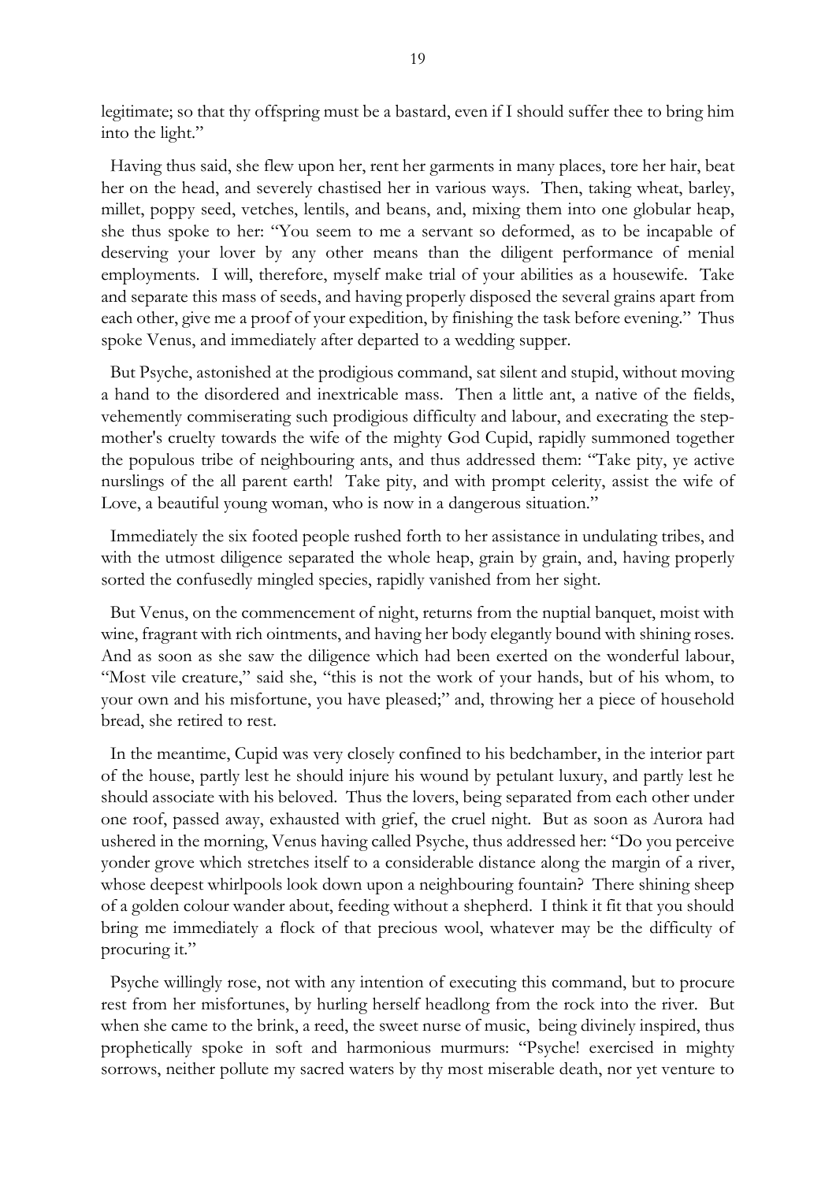legitimate; so that thy offspring must be a bastard, even if I should suffer thee to bring him into the light."

Having thus said, she flew upon her, rent her garments in many places, tore her hair, beat her on the head, and severely chastised her in various ways. Then, taking wheat, barley, millet, poppy seed, vetches, lentils, and beans, and, mixing them into one globular heap, she thus spoke to her: "You seem to me a servant so deformed, as to be incapable of deserving your lover by any other means than the diligent performance of menial employments. I will, therefore, myself make trial of your abilities as a housewife. Take and separate this mass of seeds, and having properly disposed the several grains apart from each other, give me a proof of your expedition, by finishing the task before evening." Thus spoke Venus, and immediately after departed to a wedding supper.

But Psyche, astonished at the prodigious command, sat silent and stupid, without moving a hand to the disordered and inextricable mass. Then a little ant, a native of the fields, vehemently commiserating such prodigious difficulty and labour, and execrating the step-mother's cruelty towards the wife of the mighty God Cupid, rapidly summoned together the populous tribe of neighbouring ants, and thus addressed them: "Take pity, ye active nurslings of the all parent earth! Take pity, and with prompt celerity, assist the wife of Love, a beautiful young woman, who is now in a dangerous situation."

Immediately the six footed people rushed forth to her assistance in undulating tribes, and with the utmost diligence separated the whole heap, grain by grain, and, having properly sorted the confusedly mingled species, rapidly vanished from her sight.

But Venus, on the commencement of night, returns from the nuptial banquet, moist with wine, fragrant with rich ointments, and having her body elegantly bound with shining roses. And as soon as she saw the diligence which had been exerted on the wonderful labour, "Most vile creature," said she, "this is not the work of your hands, but of his whom, to your own and his misfortune, you have pleased;" and, throwing her a piece of household bread, she retired to rest.

In the meantime, Cupid was very closely confined to his bedchamber, in the interior part of the house, partly lest he should injure his wound by petulant luxury, and partly lest he should associate with his beloved. Thus the lovers, being separated from each other under one roof, passed away, exhausted with grief, the cruel night. But as soon as Aurora had ushered in the morning, Venus having called Psyche, thus addressed her: "Do you perceive yonder grove which stretches itself to a considerable distance along the margin of a river, whose deepest whirlpools look down upon a neighbouring fountain? There shining sheep of a golden colour wander about, feeding without a shepherd. I think it fit that you should bring me immediately a flock of that precious wool, whatever may be the difficulty of procuring it."

Psyche willingly rose, not with any intention of executing this command, but to procure rest from her misfortunes, by hurling herself headlong from the rock into the river. But when she came to the brink, a reed, the sweet nurse of music, being divinely inspired, thus prophetically spoke in soft and harmonious murmurs: "Psyche! exercised in mighty sorrows, neither pollute my sacred waters by thy most miserable death, nor yet venture to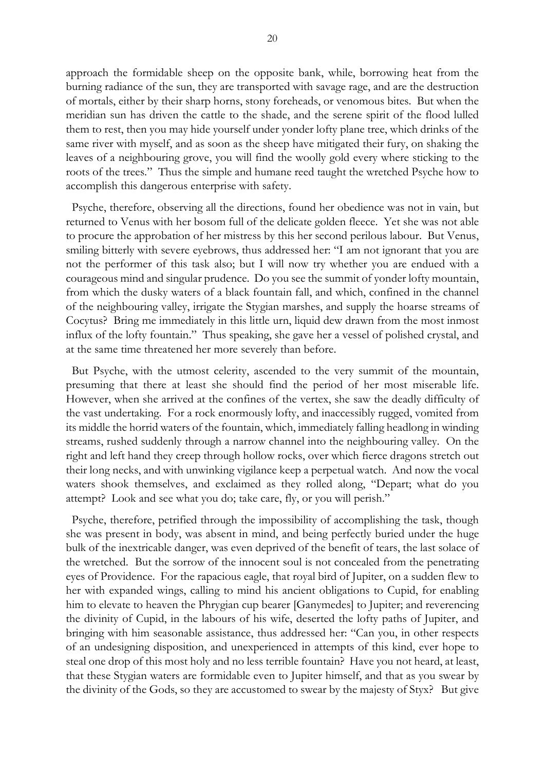approach the formidable sheep on the opposite bank, while, borrowing heat from the burning radiance of the sun, they are transported with savage rage, and are the destruction of mortals, either by their sharp horns, stony foreheads, or venomous bites. But when the meridian sun has driven the cattle to the shade, and the serene spirit of the flood lulled them to rest, then you may hide yourself under yonder lofty plane tree, which drinks of the same river with myself, and as soon as the sheep have mitigated their fury, on shaking the leaves of a neighbouring grove, you will find the woolly gold every where sticking to the roots of the trees." Thus the simple and humane reed taught the wretched Psyche how to accomplish this dangerous enterprise with safety.

Psyche, therefore, observing all the directions, found her obedience was not in vain, but returned to Venus with her bosom full of the delicate golden fleece. Yet she was not able to procure the approbation of her mistress by this her second perilous labour. But Venus, smiling bitterly with severe eyebrows, thus addressed her: "I am not ignorant that you are not the performer of this task also; but I will now try whether you are endued with a courageous mind and singular prudence. Do you see the summit of yonder lofty mountain, from which the dusky waters of a black fountain fall, and which, confined in the channel of the neighbouring valley, irrigate the Stygian marshes, and supply the hoarse streams of Cocytus? Bring me immediately in this little urn, liquid dew drawn from the most inmost influx of the lofty fountain." Thus speaking, she gave her a vessel of polished crystal, and at the same time threatened her more severely than before.

But Psyche, with the utmost celerity, ascended to the very summit of the mountain, presuming that there at least she should find the period of her most miserable life. However, when she arrived at the confines of the vertex, she saw the deadly difficulty of the vast undertaking. For a rock enormously lofty, and inaccessibly rugged, vomited from its middle the horrid waters of the fountain, which, immediately falling headlong in winding streams, rushed suddenly through a narrow channel into the neighbouring valley. On the right and left hand they creep through hollow rocks, over which fierce dragons stretch out their long necks, and with unwinking vigilance keep a perpetual watch. And now the vocal waters shook themselves, and exclaimed as they rolled along, "Depart; what do you attempt? Look and see what you do; take care, fly, or you will perish."

Psyche, therefore, petrified through the impossibility of accomplishing the task, though she was present in body, was absent in mind, and being perfectly buried under the huge bulk of the inextricable danger, was even deprived of the benefit of tears, the last solace of the wretched. But the sorrow of the innocent soul is not concealed from the penetrating eyes of Providence. For the rapacious eagle, that royal bird of Jupiter, on a sudden flew to her with expanded wings, calling to mind his ancient obligations to Cupid, for enabling him to elevate to heaven the Phrygian cup bearer [Ganymedes] to Jupiter; and reverencing the divinity of Cupid, in the labours of his wife, deserted the lofty paths of Jupiter, and bringing with him seasonable assistance, thus addressed her: "Can you, in other respects of an undesigning disposition, and unexperienced in attempts of this kind, ever hope to steal one drop of this most holy and no less terrible fountain? Have you not heard, at least, that these Stygian waters are formidable even to Jupiter himself, and that as you swear by the divinity of the Gods, so they are accustomed to swear by the majesty of Styx? But give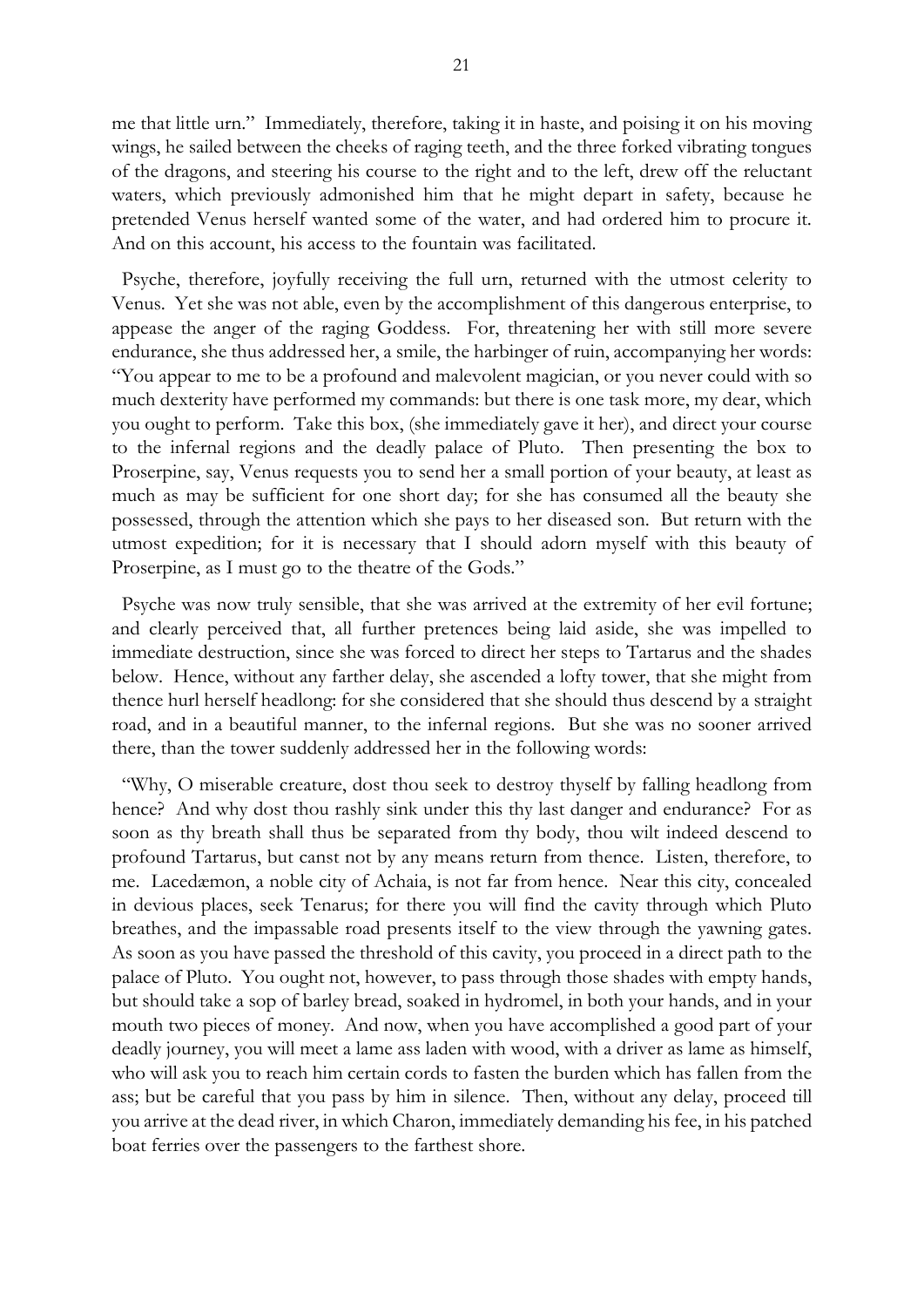me that little urn." Immediately, therefore, taking it in haste, and poising it on his moving wings, he sailed between the cheeks of raging teeth, and the three forked vibrating tongues of the dragons, and steering his course to the right and to the left, drew off the reluctant waters, which previously admonished him that he might depart in safety, because he pretended Venus herself wanted some of the water, and had ordered him to procure it. And on this account, his access to the fountain was facilitated.

Psyche, therefore, joyfully receiving the full urn, returned with the utmost celerity to Venus. Yet she was not able, even by the accomplishment of this dangerous enterprise, to appease the anger of the raging Goddess. For, threatening her with still more severe endurance, she thus addressed her, a smile, the harbinger of ruin, accompanying her words: "You appear to me to be a profound and malevolent magician, or you never could with so much dexterity have performed my commands: but there is one task more, my dear, which you ought to perform. Take this box, (she immediately gave it her), and direct your course to the infernal regions and the deadly palace of Pluto. Then presenting the box to Proserpine, say, Venus requests you to send her a small portion of your beauty, at least as much as may be sufficient for one short day; for she has consumed all the beauty she possessed, through the attention which she pays to her diseased son. But return with the utmost expedition; for it is necessary that I should adorn myself with this beauty of Proserpine, as I must go to the theatre of the Gods."

Psyche was now truly sensible, that she was arrived at the extremity of her evil fortune; and clearly perceived that, all further pretences being laid aside, she was impelled to immediate destruction, since she was forced to direct her steps to Tartarus and the shades below. Hence, without any farther delay, she ascended a lofty tower, that she might from thence hurl herself headlong: for she considered that she should thus descend by a straight road, and in a beautiful manner, to the infernal regions. But she was no sooner arrived there, than the tower suddenly addressed her in the following words:

"Why, O miserable creature, dost thou seek to destroy thyself by falling headlong from hence? And why dost thou rashly sink under this thy last danger and endurance? For as soon as thy breath shall thus be separated from thy body, thou wilt indeed descend to profound Tartarus, but canst not by any means return from thence. Listen, therefore, to me. Lacedæmon, a noble city of Achaia, is not far from hence. Near this city, concealed in devious places, seek Tenarus; for there you will find the cavity through which Pluto breathes, and the impassable road presents itself to the view through the yawning gates. As soon as you have passed the threshold of this cavity, you proceed in a direct path to the palace of Pluto. You ought not, however, to pass through those shades with empty hands, but should take a sop of barley bread, soaked in hydromel, in both your hands, and in your mouth two pieces of money. And now, when you have accomplished a good part of your deadly journey, you will meet a lame ass laden with wood, with a driver as lame as himself, who will ask you to reach him certain cords to fasten the burden which has fallen from the ass; but be careful that you pass by him in silence. Then, without any delay, proceed till you arrive at the dead river, in which Charon, immediately demanding his fee, in his patched boat ferries over the passengers to the farthest shore.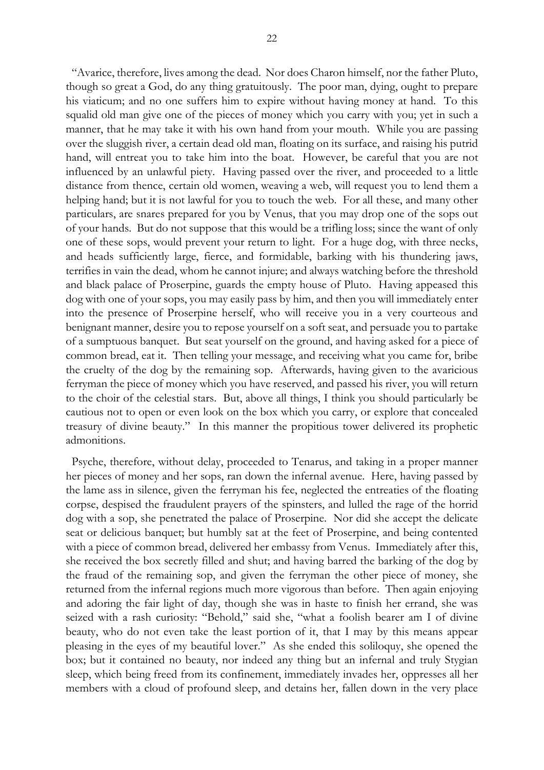"Avarice, therefore, lives among the dead. Nor does Charon himself, nor the father Pluto, though so great a God, do any thing gratuitously. The poor man, dying, ought to prepare his viaticum; and no one suffers him to expire without having money at hand. To this squalid old man give one of the pieces of money which you carry with you; yet in such a manner, that he may take it with his own hand from your mouth. While you are passing over the sluggish river, a certain dead old man, floating on its surface, and raising his putrid hand, will entreat you to take him into the boat. However, be careful that you are not influenced by an unlawful piety. Having passed over the river, and proceeded to a little distance from thence, certain old women, weaving a web, will request you to lend them a helping hand; but it is not lawful for you to touch the web. For all these, and many other particulars, are snares prepared for you by Venus, that you may drop one of the sops out of your hands. But do not suppose that this would be a trifling loss; since the want of only one of these sops, would prevent your return to light. For a huge dog, with three necks, and heads sufficiently large, fierce, and formidable, barking with his thundering jaws, terrifies in vain the dead, whom he cannot injure; and always watching before the threshold and black palace of Proserpine, guards the empty house of Pluto. Having appeased this dog with one of your sops, you may easily pass by him, and then you will immediately enter into the presence of Proserpine herself, who will receive you in a very courteous and benignant manner, desire you to repose yourself on a soft seat, and persuade you to partake of a sumptuous banquet. But seat yourself on the ground, and having asked for a piece of common bread, eat it. Then telling your message, and receiving what you came for, bribe the cruelty of the dog by the remaining sop. Afterwards, having given to the avaricious ferryman the piece of money which you have reserved, and passed his river, you will return to the choir of the celestial stars. But, above all things, I think you should particularly be cautious not to open or even look on the box which you carry, or explore that concealed treasury of divine beauty." In this manner the propitious tower delivered its prophetic admonitions.

Psyche, therefore, without delay, proceeded to Tenarus, and taking in a proper manner her pieces of money and her sops, ran down the infernal avenue. Here, having passed by the lame ass in silence, given the ferryman his fee, neglected the entreaties of the floating corpse, despised the fraudulent prayers of the spinsters, and lulled the rage of the horrid dog with a sop, she penetrated the palace of Proserpine. Nor did she accept the delicate seat or delicious banquet; but humbly sat at the feet of Proserpine, and being contented with a piece of common bread, delivered her embassy from Venus. Immediately after this, she received the box secretly filled and shut; and having barred the barking of the dog by the fraud of the remaining sop, and given the ferryman the other piece of money, she returned from the infernal regions much more vigorous than before. Then again enjoying and adoring the fair light of day, though she was in haste to finish her errand, she was seized with a rash curiosity: "Behold," said she, "what a foolish bearer am I of divine beauty, who do not even take the least portion of it, that I may by this means appear pleasing in the eyes of my beautiful lover." As she ended this soliloquy, she opened the box; but it contained no beauty, nor indeed any thing but an infernal and truly Stygian sleep, which being freed from its confinement, immediately invades her, oppresses all her members with a cloud of profound sleep, and detains her, fallen down in the very place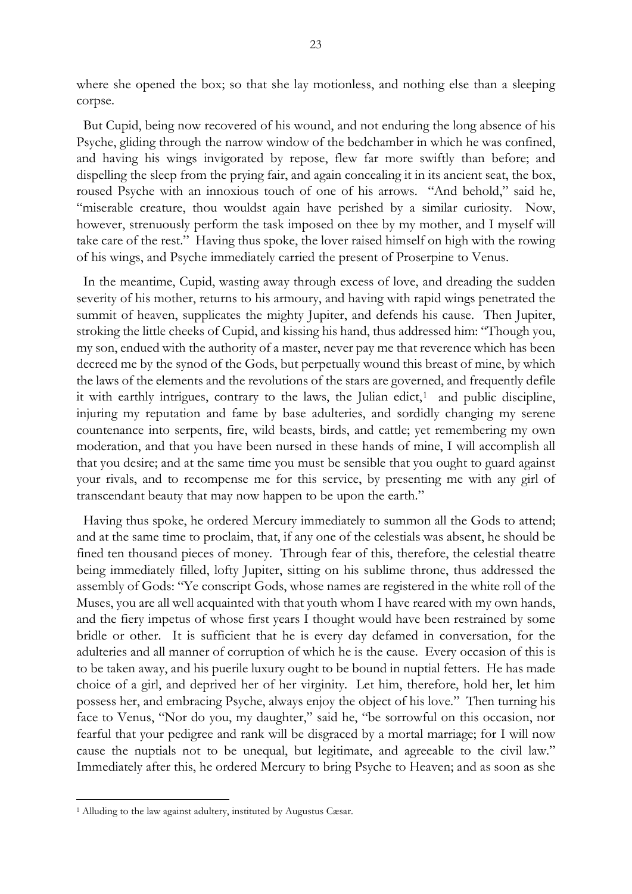where she opened the box; so that she lay motionless, and nothing else than a sleeping corpse.

But Cupid, being now recovered of his wound, and not enduring the long absence of his Psyche, gliding through the narrow window of the bedchamber in which he was confined, and having his wings invigorated by repose, flew far more swiftly than before; and dispelling the sleep from the prying fair, and again concealing it in its ancient seat, the box, roused Psyche with an innoxious touch of one of his arrows. "And behold," said he, "miserable creature, thou wouldst again have perished by a similar curiosity. Now, however, strenuously perform the task imposed on thee by my mother, and I myself will take care of the rest." Having thus spoke, the lover raised himself on high with the rowing of his wings, and Psyche immediately carried the present of Proserpine to Venus.

In the meantime, Cupid, wasting away through excess of love, and dreading the sudden severity of his mother, returns to his armoury, and having with rapid wings penetrated the summit of heaven, supplicates the mighty Jupiter, and defends his cause. Then Jupiter, stroking the little cheeks of Cupid, and kissing his hand, thus addressed him: "Though you, my son, endued with the authority of a master, never pay me that reverence which has been decreed me by the synod of the Gods, but perpetually wound this breast of mine, by which the laws of the elements and the revolutions of the stars are governed, and frequently defile it with earthly intrigues, contrary to the laws, the Julian edict,[1] and public discipline, injuring my reputation and fame by base adulteries, and sordidly changing my serene countenance into serpents, fire, wild beasts, birds, and cattle; yet remembering my own moderation, and that you have been nursed in these hands of mine, I will accomplish all that you desire; and at the same time you must be sensible that you ought to guard against your rivals, and to recompense me for this service, by presenting me with any girl of transcendant beauty that may now happen to be upon the earth."

Having thus spoke, he ordered Mercury immediately to summon all the Gods to attend; and at the same time to proclaim, that, if any one of the celestials was absent, he should be fined ten thousand pieces of money. Through fear of this, therefore, the celestial theatre being immediately filled, lofty Jupiter, sitting on his sublime throne, thus addressed the assembly of Gods: "Ye conscript Gods, whose names are registered in the white roll of the Muses, you are all well acquainted with that youth whom I have reared with my own hands, and the fiery impetus of whose first years I thought would have been restrained by some bridle or other. It is sufficient that he is every day defamed in conversation, for the adulteries and all manner of corruption of which he is the cause. Every occasion of this is to be taken away, and his puerile luxury ought to be bound in nuptial fetters. He has made choice of a girl, and deprived her of her virginity. Let him, therefore, hold her, let him possess her, and embracing Psyche, always enjoy the object of his love." Then turning his face to Venus, "Nor do you, my daughter," said he, "be sorrowful on this occasion, nor fearful that your pedigree and rank will be disgraced by a mortal marriage; for I will now cause the nuptials not to be unequal, but legitimate, and agreeable to the civil law." Immediately after this, he ordered Mercury to bring Psyche to Heaven; and as soon as she

---

[1] Alluding to the law against adultery, instituted by Augustus Cæsar.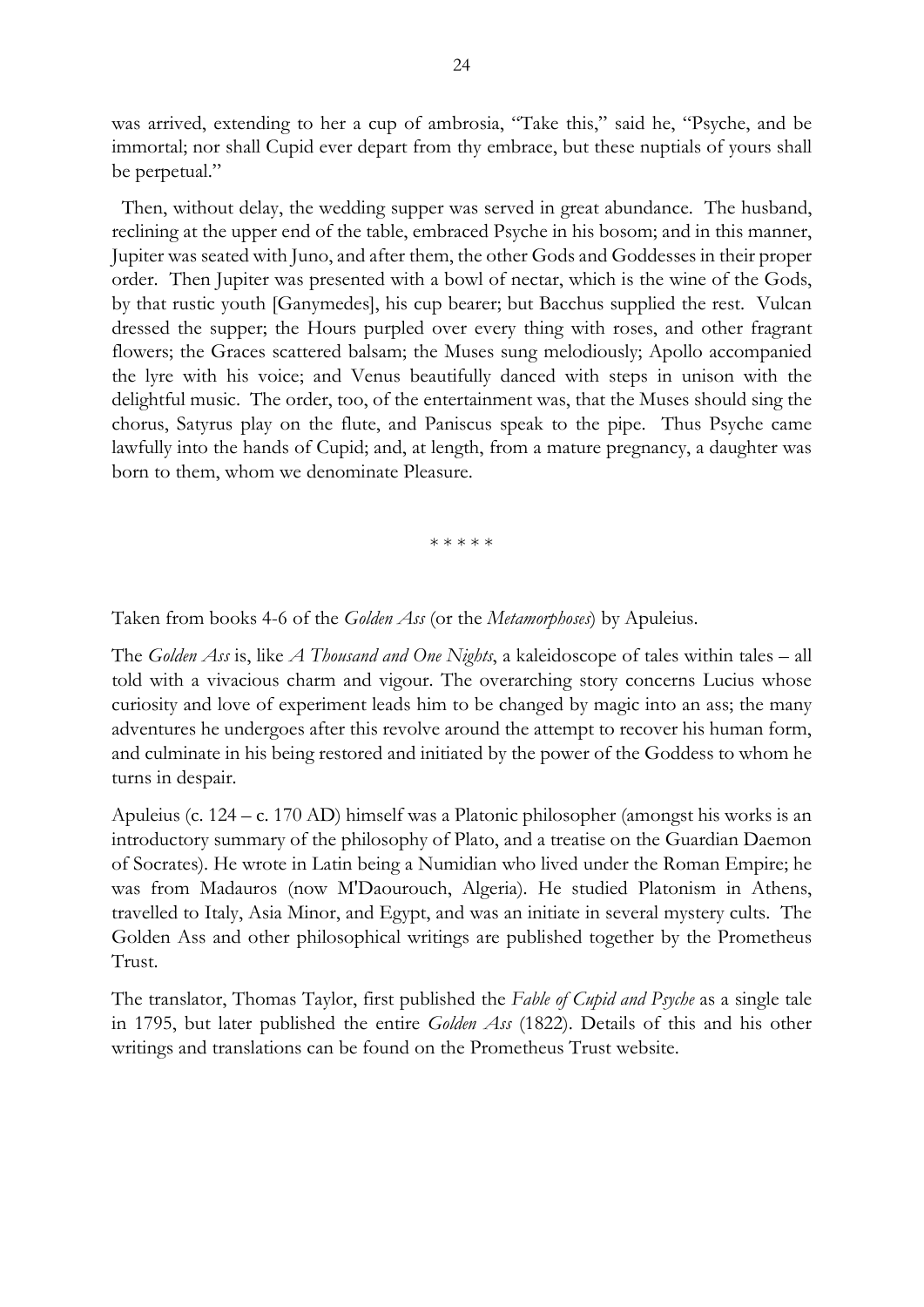was arrived, extending to her a cup of ambrosia, "Take this," said he, "Psyche, and be immortal; nor shall Cupid ever depart from thy embrace, but these nuptials of yours shall be perpetual."

Then, without delay, the wedding supper was served in great abundance. The husband, reclining at the upper end of the table, embraced Psyche in his bosom; and in this manner, Jupiter was seated with Juno, and after them, the other Gods and Goddesses in their proper order. Then Jupiter was presented with a bowl of nectar, which is the wine of the Gods, by that rustic youth [Ganymedes], his cup bearer; but Bacchus supplied the rest. Vulcan dressed the supper; the Hours purpled over every thing with roses, and other fragrant flowers; the Graces scattered balsam; the Muses sung melodiously; Apollo accompanied the lyre with his voice; and Venus beautifully danced with steps in unison with the delightful music. The order, too, of the entertainment was, that the Muses should sing the chorus, Satyrus play on the flute, and Paniscus speak to the pipe. Thus Psyche came lawfully into the hands of Cupid; and, at length, from a mature pregnancy, a daughter was born to them, whom we denominate Pleasure.

\* \* \* \* \*

Taken from books 4-6 of the *Golden Ass* (or the *Metamorphoses*) by Apuleius.

The *Golden Ass* is, like *A Thousand and One Nights*, a kaleidoscope of tales within tales – all told with a vivacious charm and vigour. The overarching story concerns Lucius whose curiosity and love of experiment leads him to be changed by magic into an ass; the many adventures he undergoes after this revolve around the attempt to recover his human form, and culminate in his being restored and initiated by the power of the Goddess to whom he turns in despair.

Apuleius (c. 124 – c. 170 AD) himself was a Platonic philosopher (amongst his works is an introductory summary of the philosophy of Plato, and a treatise on the Guardian Daemon of Socrates). He wrote in Latin being a Numidian who lived under the Roman Empire; he was from Madauros (now M'Daourouch, Algeria). He studied Platonism in Athens, travelled to Italy, Asia Minor, and Egypt, and was an initiate in several mystery cults. The Golden Ass and other philosophical writings are published together by the Prometheus Trust.

The translator, Thomas Taylor, first published the *Fable of Cupid and Psyche* as a single tale in 1795, but later published the entire *Golden Ass* (1822). Details of this and his other writings and translations can be found on the Prometheus Trust website.